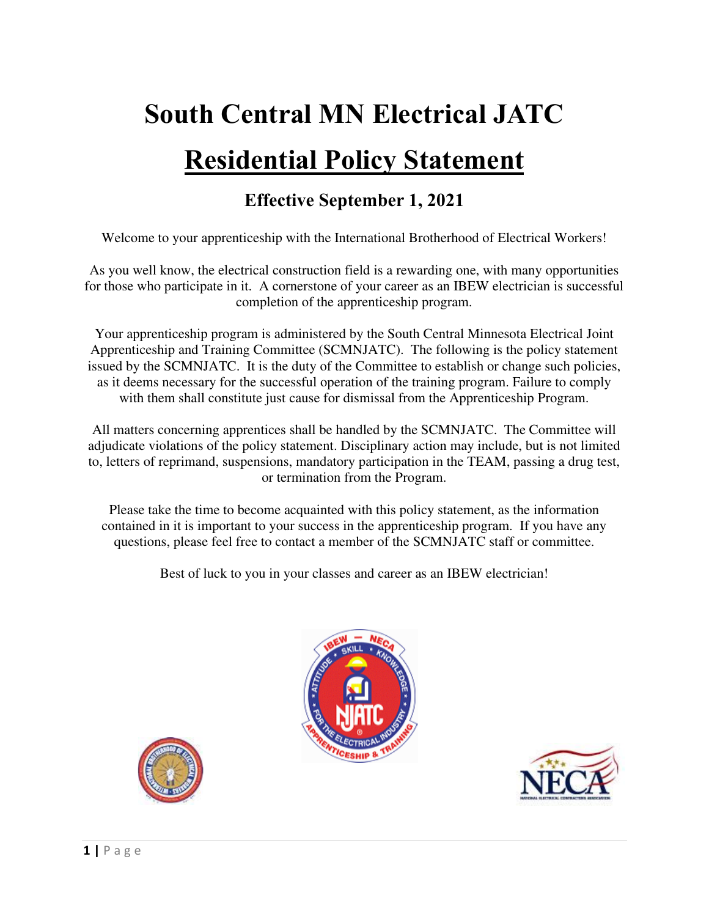# South Central MN Electrical JATC

# Residential Policy Statement

## Effective September 1, 2021

Welcome to your apprenticeship with the International Brotherhood of Electrical Workers!

As you well know, the electrical construction field is a rewarding one, with many opportunities for those who participate in it. A cornerstone of your career as an IBEW electrician is successful completion of the apprenticeship program.

Your apprenticeship program is administered by the South Central Minnesota Electrical Joint Apprenticeship and Training Committee (SCMNJATC). The following is the policy statement issued by the SCMNJATC. It is the duty of the Committee to establish or change such policies, as it deems necessary for the successful operation of the training program. Failure to comply with them shall constitute just cause for dismissal from the Apprenticeship Program.

All matters concerning apprentices shall be handled by the SCMNJATC. The Committee will adjudicate violations of the policy statement. Disciplinary action may include, but is not limited to, letters of reprimand, suspensions, mandatory participation in the TEAM, passing a drug test, or termination from the Program.

Please take the time to become acquainted with this policy statement, as the information contained in it is important to your success in the apprenticeship program. If you have any questions, please feel free to contact a member of the SCMNJATC staff or committee.

Best of luck to you in your classes and career as an IBEW electrician!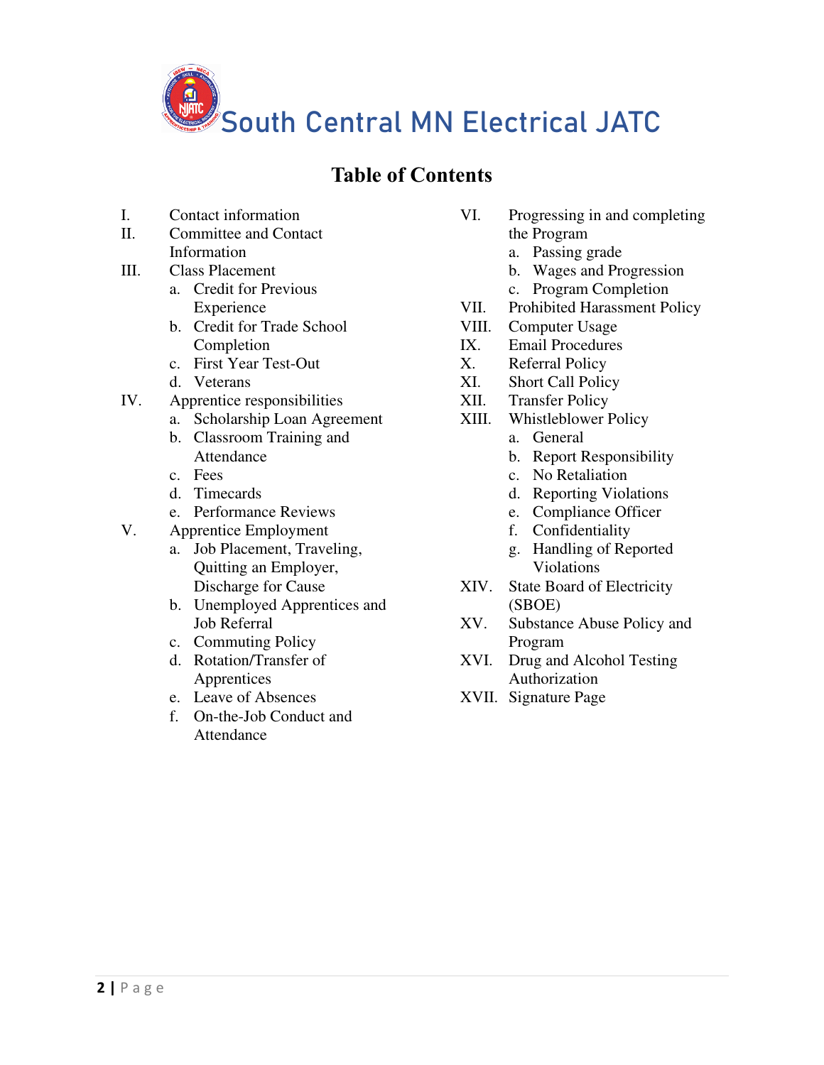# South Central MN Electrical JATC

## Table of Contents

- I. Contact information
- II. Committee and Contact Information
- III. Class Placement
  - a. Credit for Previous Experience
  - b. Credit for Trade School Completion
  - c. First Year Test-Out
  - d. Veterans
- IV. Apprentice responsibilities
  - a. Scholarship Loan Agreement
  - b. Classroom Training and Attendance
  - c. Fees
  - d. Timecards
  - e. Performance Reviews
- V. Apprentice Employment
  - a. Job Placement, Traveling, Quitting an Employer, Discharge for Cause
  - b. Unemployed Apprentices and Job Referral
  - c. Commuting Policy
  - d. Rotation/Transfer of Apprentices
  - e. Leave of Absences
  - f. On-the-Job Conduct and Attendance
- VI. Progressing in and completing the Program
  - a. Passing grade
  - b. Wages and Progression
  - c. Program Completion
- VII. Prohibited Harassment Policy
- VIII. Computer Usage
- IX. Email Procedures
- X. Referral Policy
- XI. Short Call Policy
- XII. Transfer Policy
- XIII. Whistleblower Policy
  - a. General
  - b. Report Responsibility
  - c. No Retaliation
  - d. Reporting Violations
  - e. Compliance Officer
  - f. Confidentiality
  - g. Handling of Reported Violations
- XIV. State Board of Electricity (SBOE)
- XV. Substance Abuse Policy and Program
- XVI. Drug and Alcohol Testing Authorization
- XVII. Signature Page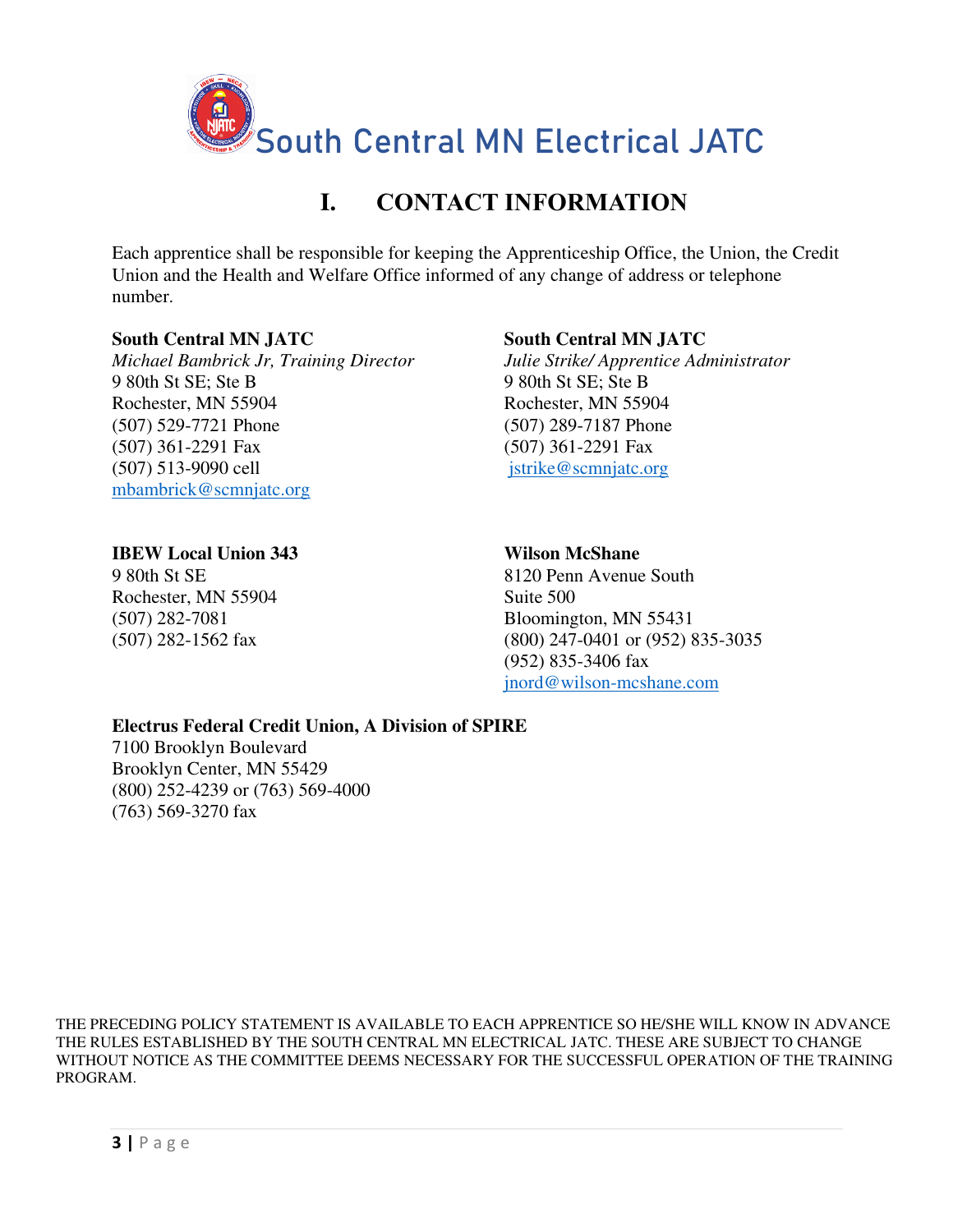South Central MN Electrical JATC

# I. CONTACT INFORMATION

Each apprentice shall be responsible for keeping the Apprenticeship Office, the Union, the Credit Union and the Health and Welfare Office informed of any change of address or telephone number.

**South Central MN JATC**
*Michael Bambrick Jr, Training Director*
9 80th St SE; Ste B
Rochester, MN 55904
(507) 529-7721 Phone
(507) 361-2291 Fax
(507) 513-9090 cell
mbambrick@scmnjatc.org

**South Central MN JATC**
*Julie Strike/ Apprentice Administrator*
9 80th St SE; Ste B
Rochester, MN 55904
(507) 289-7187 Phone
(507) 361-2291 Fax
jstrike@scmnjatc.org

**IBEW Local Union 343**
9 80th St SE
Rochester, MN 55904
(507) 282-7081
(507) 282-1562 fax

**Wilson McShane**
8120 Penn Avenue South
Suite 500
Bloomington, MN 55431
(800) 247-0401 or (952) 835-3035
(952) 835-3406 fax
jnord@wilson-mcshane.com

**Electrus Federal Credit Union, A Division of SPIRE**
7100 Brooklyn Boulevard
Brooklyn Center, MN 55429
(800) 252-4239 or (763) 569-4000
(763) 569-3270 fax

THE PRECEDING POLICY STATEMENT IS AVAILABLE TO EACH APPRENTICE SO HE/SHE WILL KNOW IN ADVANCE THE RULES ESTABLISHED BY THE SOUTH CENTRAL MN ELECTRICAL JATC. THESE ARE SUBJECT TO CHANGE WITHOUT NOTICE AS THE COMMITTEE DEEMS NECESSARY FOR THE SUCCESSFUL OPERATION OF THE TRAINING PROGRAM.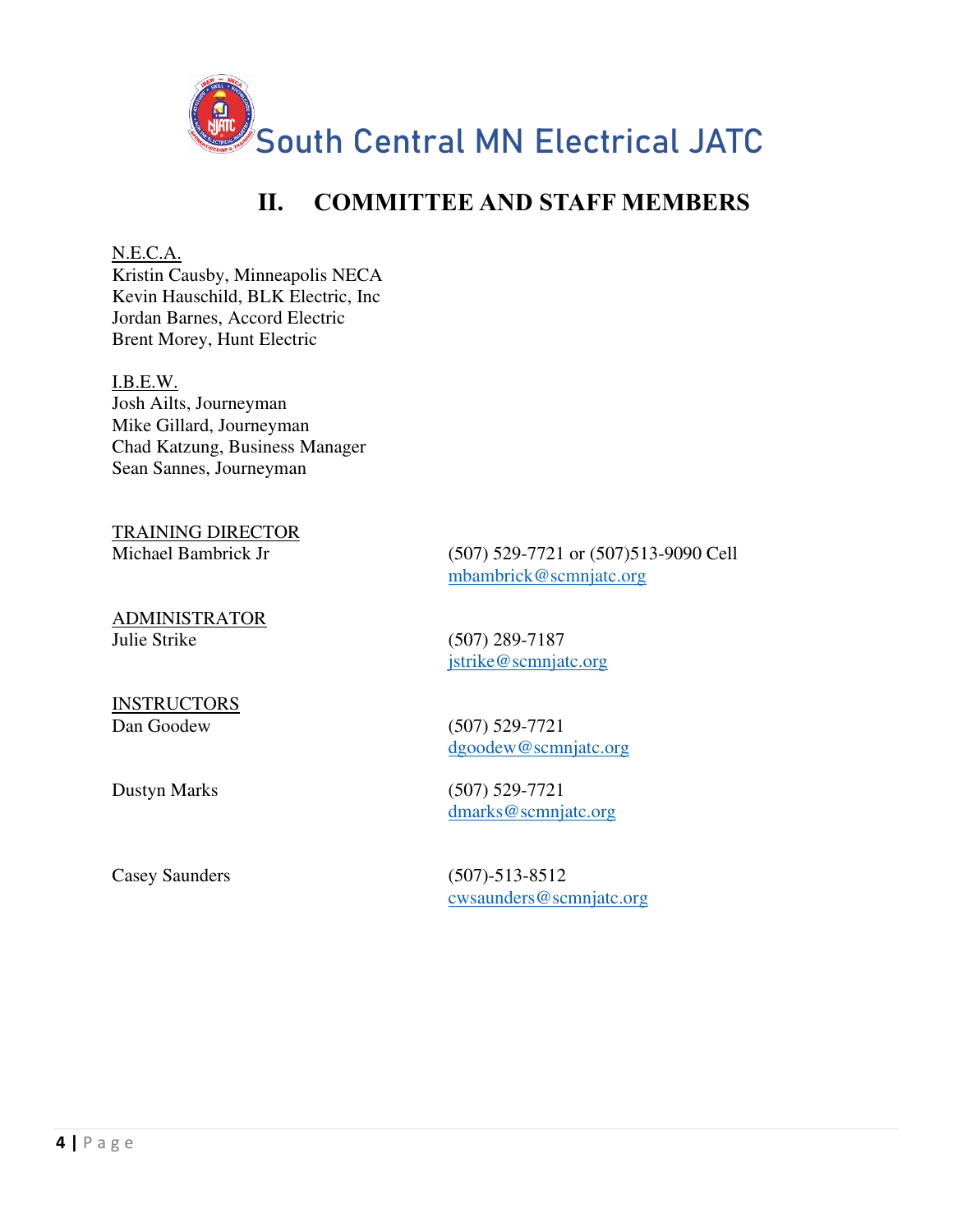South Central MN Electrical JATC

# II. COMMITTEE AND STAFF MEMBERS

N.E.C.A.
Kristin Causby, Minneapolis NECA
Kevin Hauschild, BLK Electric, Inc
Jordan Barnes, Accord Electric
Brent Morey, Hunt Electric

I.B.E.W.
Josh Ailts, Journeyman
Mike Gillard, Journeyman
Chad Katzung, Business Manager
Sean Sannes, Journeyman

TRAINING DIRECTOR
Michael Bambrick Jr — (507) 529-7721 or (507)513-9090 Cell
mbambrick@scmnjatc.org

ADMINISTRATOR
Julie Strike — (507) 289-7187
jstrike@scmnjatc.org

INSTRUCTORS
Dan Goodew — (507) 529-7721
dgoodew@scmnjatc.org

Dustyn Marks — (507) 529-7721
dmarks@scmnjatc.org

Casey Saunders — (507)-513-8512
cwsaunders@scmnjatc.org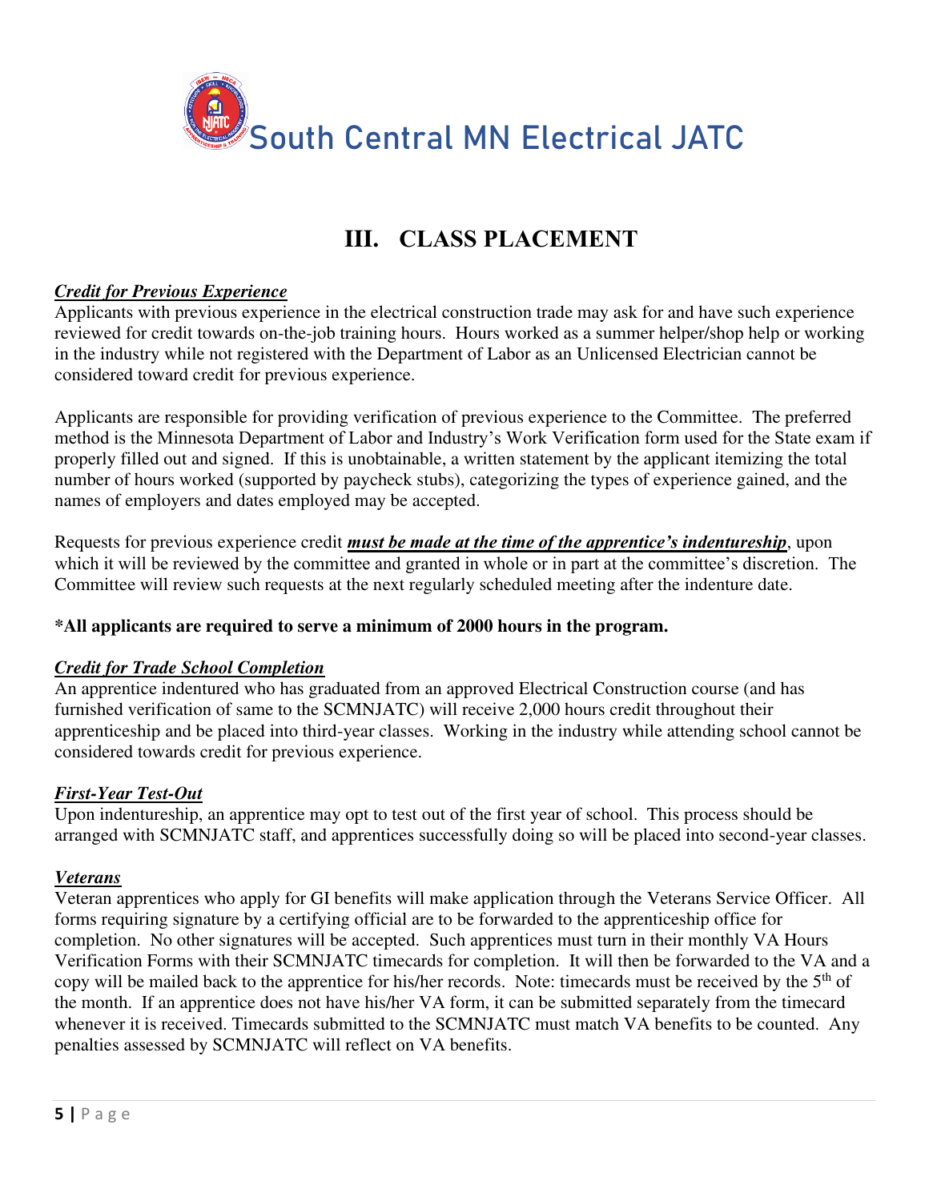South Central MN Electrical JATC

# III. CLASS PLACEMENT

***Credit for Previous Experience***

Applicants with previous experience in the electrical construction trade may ask for and have such experience reviewed for credit towards on-the-job training hours. Hours worked as a summer helper/shop help or working in the industry while not registered with the Department of Labor as an Unlicensed Electrician cannot be considered toward credit for previous experience.

Applicants are responsible for providing verification of previous experience to the Committee. The preferred method is the Minnesota Department of Labor and Industry's Work Verification form used for the State exam if properly filled out and signed. If this is unobtainable, a written statement by the applicant itemizing the total number of hours worked (supported by paycheck stubs), categorizing the types of experience gained, and the names of employers and dates employed may be accepted.

Requests for previous experience credit ***must be made at the time of the apprentice's indentureship***, upon which it will be reviewed by the committee and granted in whole or in part at the committee's discretion. The Committee will review such requests at the next regularly scheduled meeting after the indenture date.

**\*All applicants are required to serve a minimum of 2000 hours in the program.**

***Credit for Trade School Completion***

An apprentice indentured who has graduated from an approved Electrical Construction course (and has furnished verification of same to the SCMNJATC) will receive 2,000 hours credit throughout their apprenticeship and be placed into third-year classes. Working in the industry while attending school cannot be considered towards credit for previous experience.

***First-Year Test-Out***

Upon indentureship, an apprentice may opt to test out of the first year of school. This process should be arranged with SCMNJATC staff, and apprentices successfully doing so will be placed into second-year classes.

***Veterans***

Veteran apprentices who apply for GI benefits will make application through the Veterans Service Officer. All forms requiring signature by a certifying official are to be forwarded to the apprenticeship office for completion. No other signatures will be accepted. Such apprentices must turn in their monthly VA Hours Verification Forms with their SCMNJATC timecards for completion. It will then be forwarded to the VA and a copy will be mailed back to the apprentice for his/her records. Note: timecards must be received by the 5th of the month. If an apprentice does not have his/her VA form, it can be submitted separately from the timecard whenever it is received. Timecards submitted to the SCMNJATC must match VA benefits to be counted. Any penalties assessed by SCMNJATC will reflect on VA benefits.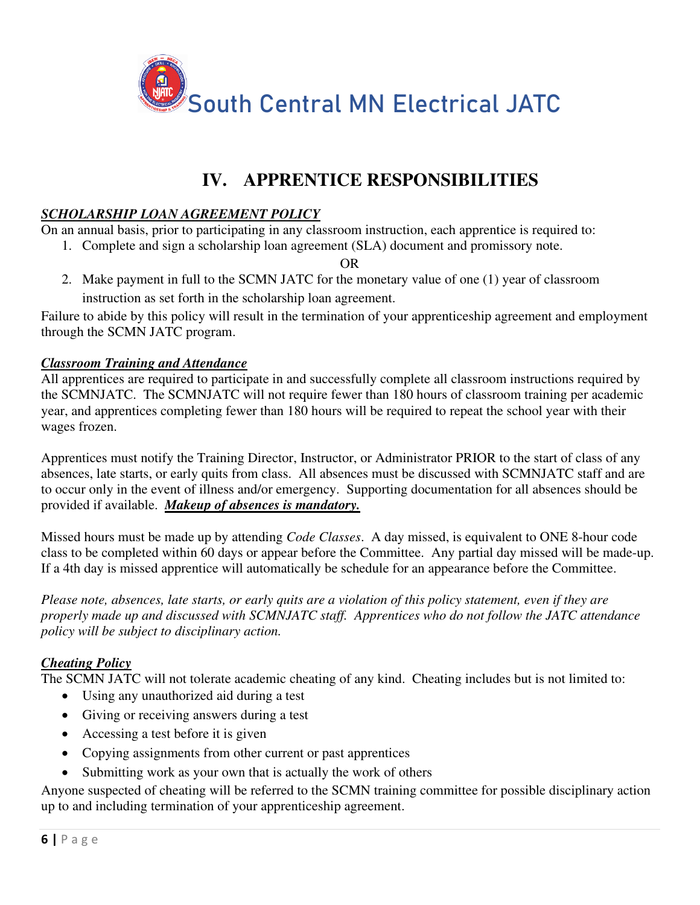South Central MN Electrical JATC

# IV. APPRENTICE RESPONSIBILITIES

***SCHOLARSHIP LOAN AGREEMENT POLICY***

On an annual basis, prior to participating in any classroom instruction, each apprentice is required to:

1. Complete and sign a scholarship loan agreement (SLA) document and promissory note.

   OR

2. Make payment in full to the SCMN JATC for the monetary value of one (1) year of classroom instruction as set forth in the scholarship loan agreement.

Failure to abide by this policy will result in the termination of your apprenticeship agreement and employment through the SCMN JATC program.

***Classroom Training and Attendance***

All apprentices are required to participate in and successfully complete all classroom instructions required by the SCMNJATC. The SCMNJATC will not require fewer than 180 hours of classroom training per academic year, and apprentices completing fewer than 180 hours will be required to repeat the school year with their wages frozen.

Apprentices must notify the Training Director, Instructor, or Administrator PRIOR to the start of class of any absences, late starts, or early quits from class. All absences must be discussed with SCMNJATC staff and are to occur only in the event of illness and/or emergency. Supporting documentation for all absences should be provided if available. ***Makeup of absences is mandatory.***

Missed hours must be made up by attending *Code Classes*. A day missed, is equivalent to ONE 8-hour code class to be completed within 60 days or appear before the Committee. Any partial day missed will be made-up. If a 4th day is missed apprentice will automatically be schedule for an appearance before the Committee.

*Please note, absences, late starts, or early quits are a violation of this policy statement, even if they are properly made up and discussed with SCMNJATC staff. Apprentices who do not follow the JATC attendance policy will be subject to disciplinary action.*

***Cheating Policy***

The SCMN JATC will not tolerate academic cheating of any kind. Cheating includes but is not limited to:

- Using any unauthorized aid during a test
- Giving or receiving answers during a test
- Accessing a test before it is given
- Copying assignments from other current or past apprentices
- Submitting work as your own that is actually the work of others

Anyone suspected of cheating will be referred to the SCMN training committee for possible disciplinary action up to and including termination of your apprenticeship agreement.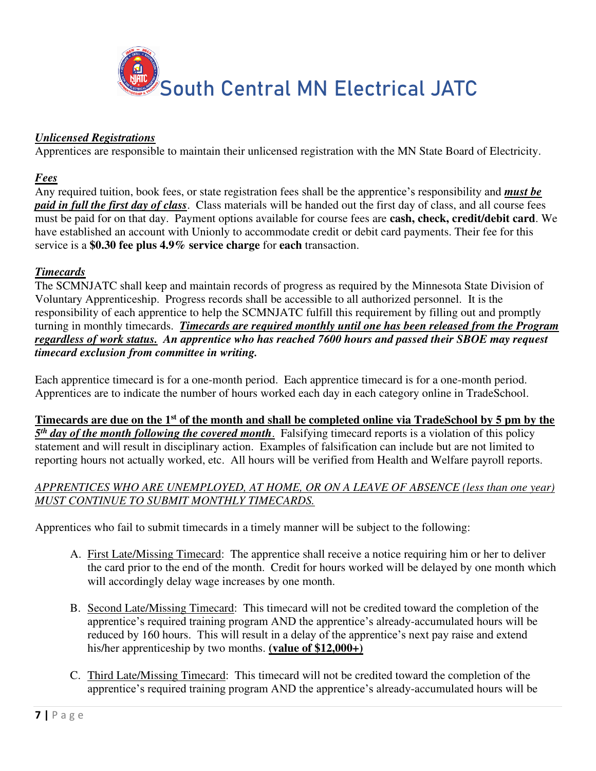# South Central MN Electrical JATC

***Unlicensed Registrations***

Apprentices are responsible to maintain their unlicensed registration with the MN State Board of Electricity.

***Fees***

Any required tuition, book fees, or state registration fees shall be the apprentice's responsibility and ***must be paid in full the first day of class***. Class materials will be handed out the first day of class, and all course fees must be paid for on that day. Payment options available for course fees are **cash, check, credit/debit card**. We have established an account with Unionly to accommodate credit or debit card payments. Their fee for this service is a **$0.30 fee plus 4.9% service charge** for **each** transaction.

***Timecards***

The SCMNJATC shall keep and maintain records of progress as required by the Minnesota State Division of Voluntary Apprenticeship. Progress records shall be accessible to all authorized personnel. It is the responsibility of each apprentice to help the SCMNJATC fulfill this requirement by filling out and promptly turning in monthly timecards. ***Timecards are required monthly until one has been released from the Program regardless of work status. An apprentice who has reached 7600 hours and passed their SBOE may request timecard exclusion from committee in writing.***

Each apprentice timecard is for a one-month period. Each apprentice timecard is for a one-month period. Apprentices are to indicate the number of hours worked each day in each category online in TradeSchool.

**Timecards are due on the 1st of the month and shall be completed online via TradeSchool by 5 pm by the *5th day of the month following the covered month*.** Falsifying timecard reports is a violation of this policy statement and will result in disciplinary action. Examples of falsification can include but are not limited to reporting hours not actually worked, etc. All hours will be verified from Health and Welfare payroll reports.

*APPRENTICES WHO ARE UNEMPLOYED, AT HOME, OR ON A LEAVE OF ABSENCE (less than one year) MUST CONTINUE TO SUBMIT MONTHLY TIMECARDS.*

Apprentices who fail to submit timecards in a timely manner will be subject to the following:

A. First Late/Missing Timecard: The apprentice shall receive a notice requiring him or her to deliver the card prior to the end of the month. Credit for hours worked will be delayed by one month which will accordingly delay wage increases by one month.

B. Second Late/Missing Timecard: This timecard will not be credited toward the completion of the apprentice's required training program AND the apprentice's already-accumulated hours will be reduced by 160 hours. This will result in a delay of the apprentice's next pay raise and extend his/her apprenticeship by two months. **(value of $12,000+)**

C. Third Late/Missing Timecard: This timecard will not be credited toward the completion of the apprentice's required training program AND the apprentice's already-accumulated hours will be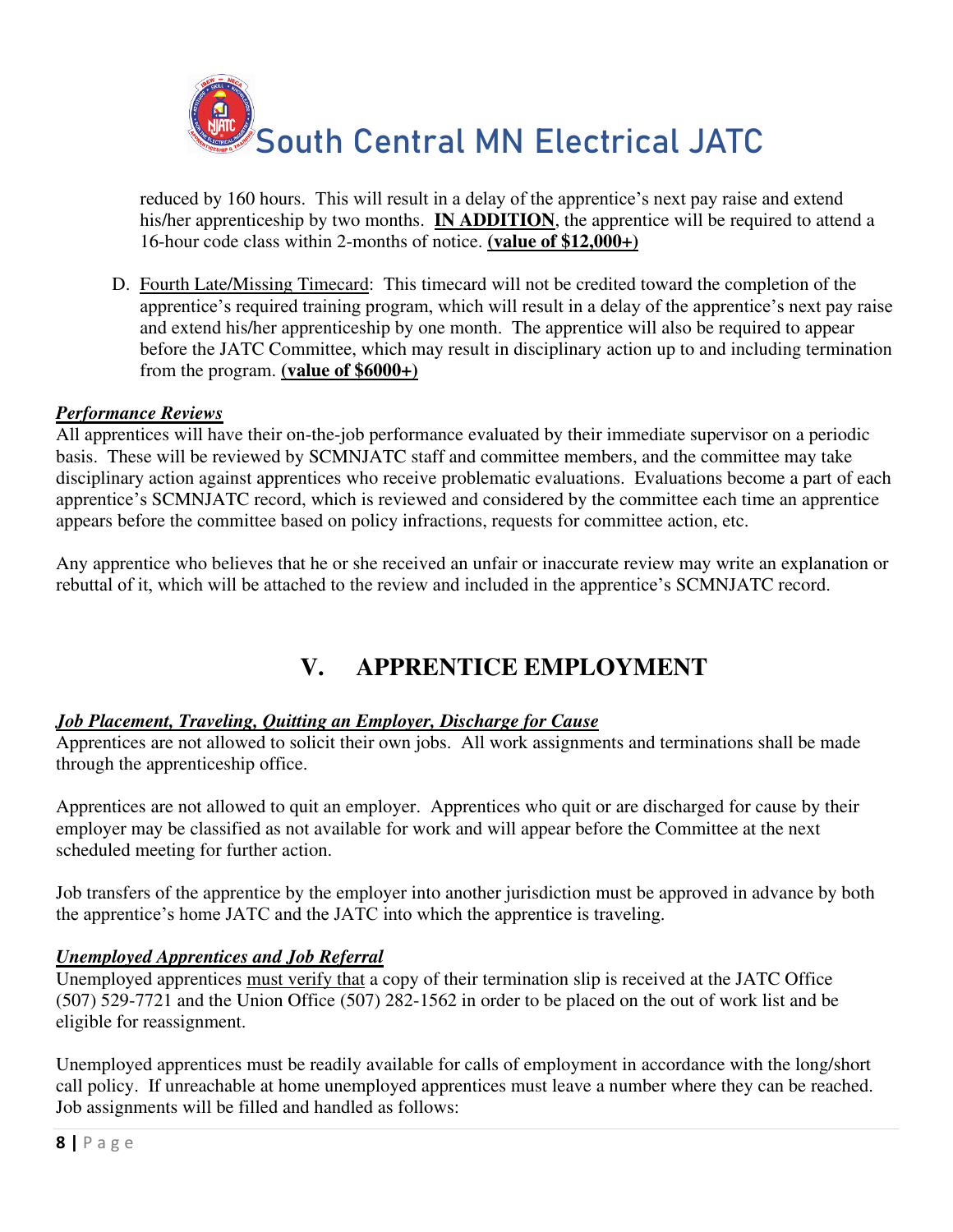reduced by 160 hours. This will result in a delay of the apprentice's next pay raise and extend his/her apprenticeship by two months. **IN ADDITION**, the apprentice will be required to attend a 16-hour code class within 2-months of notice. **(value of $12,000+)**

D. Fourth Late/Missing Timecard: This timecard will not be credited toward the completion of the apprentice's required training program, which will result in a delay of the apprentice's next pay raise and extend his/her apprenticeship by one month. The apprentice will also be required to appear before the JATC Committee, which may result in disciplinary action up to and including termination from the program. **(value of $6000+)**

***Performance Reviews***

All apprentices will have their on-the-job performance evaluated by their immediate supervisor on a periodic basis. These will be reviewed by SCMNJATC staff and committee members, and the committee may take disciplinary action against apprentices who receive problematic evaluations. Evaluations become a part of each apprentice's SCMNJATC record, which is reviewed and considered by the committee each time an apprentice appears before the committee based on policy infractions, requests for committee action, etc.

Any apprentice who believes that he or she received an unfair or inaccurate review may write an explanation or rebuttal of it, which will be attached to the review and included in the apprentice's SCMNJATC record.

# V. APPRENTICE EMPLOYMENT

***Job Placement, Traveling, Quitting an Employer, Discharge for Cause***

Apprentices are not allowed to solicit their own jobs. All work assignments and terminations shall be made through the apprenticeship office.

Apprentices are not allowed to quit an employer. Apprentices who quit or are discharged for cause by their employer may be classified as not available for work and will appear before the Committee at the next scheduled meeting for further action.

Job transfers of the apprentice by the employer into another jurisdiction must be approved in advance by both the apprentice's home JATC and the JATC into which the apprentice is traveling.

***Unemployed Apprentices and Job Referral***

Unemployed apprentices must verify that a copy of their termination slip is received at the JATC Office (507) 529-7721 and the Union Office (507) 282-1562 in order to be placed on the out of work list and be eligible for reassignment.

Unemployed apprentices must be readily available for calls of employment in accordance with the long/short call policy. If unreachable at home unemployed apprentices must leave a number where they can be reached. Job assignments will be filled and handled as follows: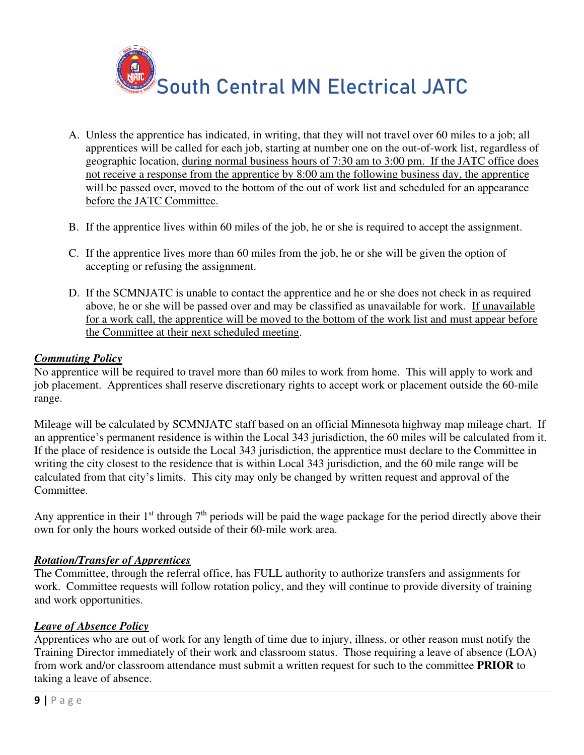A. Unless the apprentice has indicated, in writing, that they will not travel over 60 miles to a job; all apprentices will be called for each job, starting at number one on the out-of-work list, regardless of geographic location, <u>during normal business hours of 7:30 am to 3:00 pm. If the JATC office does not receive a response from the apprentice by 8:00 am the following business day, the apprentice will be passed over, moved to the bottom of the out of work list and scheduled for an appearance before the JATC Committee.</u>

B. If the apprentice lives within 60 miles of the job, he or she is required to accept the assignment.

C. If the apprentice lives more than 60 miles from the job, he or she will be given the option of accepting or refusing the assignment.

D. If the SCMNJATC is unable to contact the apprentice and he or she does not check in as required above, he or she will be passed over and may be classified as unavailable for work. <u>If unavailable for a work call, the apprentice will be moved to the bottom of the work list and must appear before the Committee at their next scheduled meeting</u>.

***<u>Commuting Policy</u>***

No apprentice will be required to travel more than 60 miles to work from home. This will apply to work and job placement. Apprentices shall reserve discretionary rights to accept work or placement outside the 60-mile range.

Mileage will be calculated by SCMNJATC staff based on an official Minnesota highway map mileage chart. If an apprentice's permanent residence is within the Local 343 jurisdiction, the 60 miles will be calculated from it. If the place of residence is outside the Local 343 jurisdiction, the apprentice must declare to the Committee in writing the city closest to the residence that is within Local 343 jurisdiction, and the 60 mile range will be calculated from that city's limits. This city may only be changed by written request and approval of the Committee.

Any apprentice in their 1st through 7th periods will be paid the wage package for the period directly above their own for only the hours worked outside of their 60-mile work area.

***<u>Rotation/Transfer of Apprentices</u>***

The Committee, through the referral office, has FULL authority to authorize transfers and assignments for work. Committee requests will follow rotation policy, and they will continue to provide diversity of training and work opportunities.

***<u>Leave of Absence Policy</u>***

Apprentices who are out of work for any length of time due to injury, illness, or other reason must notify the Training Director immediately of their work and classroom status. Those requiring a leave of absence (LOA) from work and/or classroom attendance must submit a written request for such to the committee **PRIOR** to taking a leave of absence.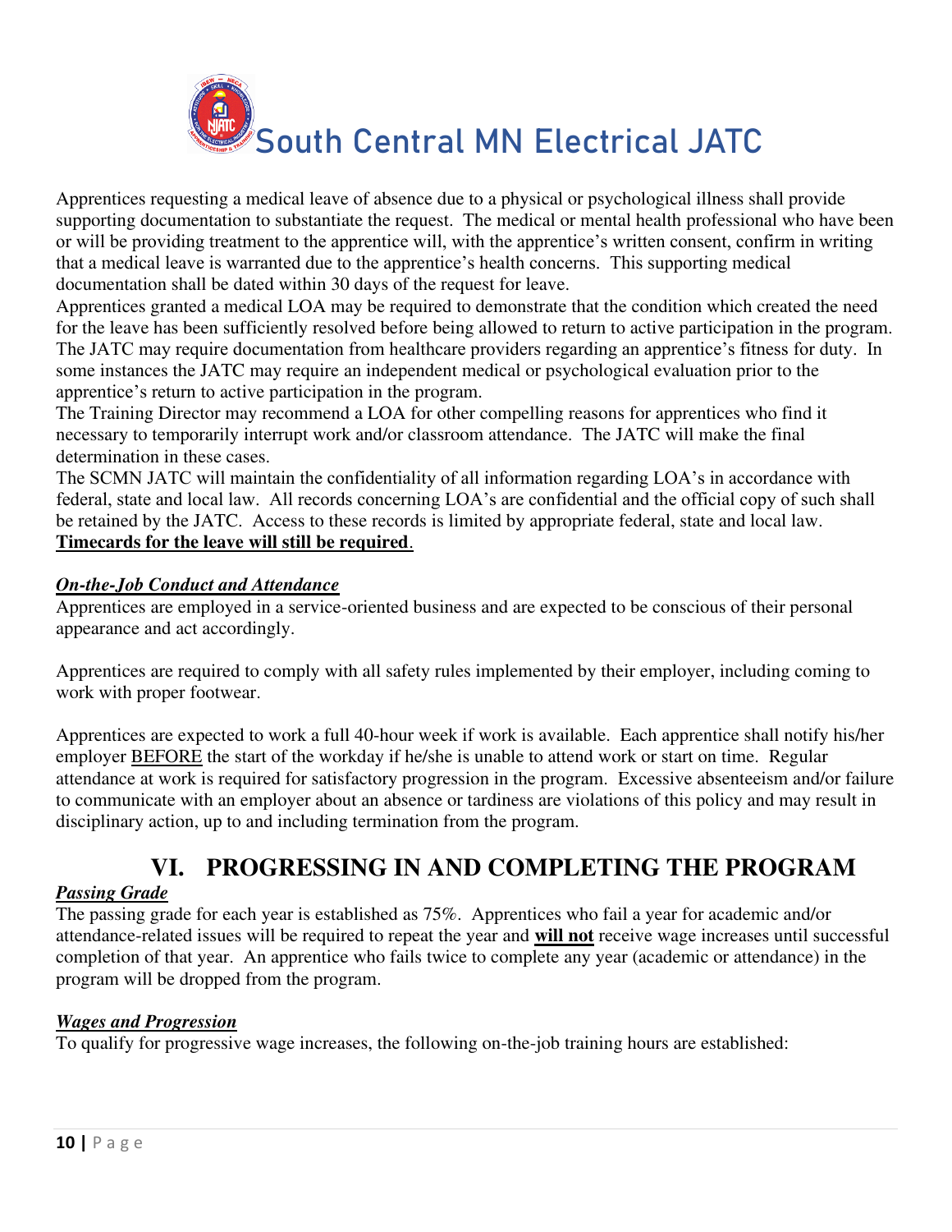Apprentices requesting a medical leave of absence due to a physical or psychological illness shall provide supporting documentation to substantiate the request. The medical or mental health professional who have been or will be providing treatment to the apprentice will, with the apprentice's written consent, confirm in writing that a medical leave is warranted due to the apprentice's health concerns. This supporting medical documentation shall be dated within 30 days of the request for leave.

Apprentices granted a medical LOA may be required to demonstrate that the condition which created the need for the leave has been sufficiently resolved before being allowed to return to active participation in the program. The JATC may require documentation from healthcare providers regarding an apprentice's fitness for duty. In some instances the JATC may require an independent medical or psychological evaluation prior to the apprentice's return to active participation in the program.

The Training Director may recommend a LOA for other compelling reasons for apprentices who find it necessary to temporarily interrupt work and/or classroom attendance. The JATC will make the final determination in these cases.

The SCMN JATC will maintain the confidentiality of all information regarding LOA's in accordance with federal, state and local law. All records concerning LOA's are confidential and the official copy of such shall be retained by the JATC. Access to these records is limited by appropriate federal, state and local law.

<u>**Timecards for the leave will still be required**</u>.

***<u>On-the-Job Conduct and Attendance</u>***

Apprentices are employed in a service-oriented business and are expected to be conscious of their personal appearance and act accordingly.

Apprentices are required to comply with all safety rules implemented by their employer, including coming to work with proper footwear.

Apprentices are expected to work a full 40-hour week if work is available. Each apprentice shall notify his/her employer <u>BEFORE</u> the start of the workday if he/she is unable to attend work or start on time. Regular attendance at work is required for satisfactory progression in the program. Excessive absenteeism and/or failure to communicate with an employer about an absence or tardiness are violations of this policy and may result in disciplinary action, up to and including termination from the program.

# VI. PROGRESSING IN AND COMPLETING THE PROGRAM

***<u>Passing Grade</u>***

The passing grade for each year is established as 75%. Apprentices who fail a year for academic and/or attendance-related issues will be required to repeat the year and <u>**will not**</u> receive wage increases until successful completion of that year. An apprentice who fails twice to complete any year (academic or attendance) in the program will be dropped from the program.

***<u>Wages and Progression</u>***

To qualify for progressive wage increases, the following on-the-job training hours are established: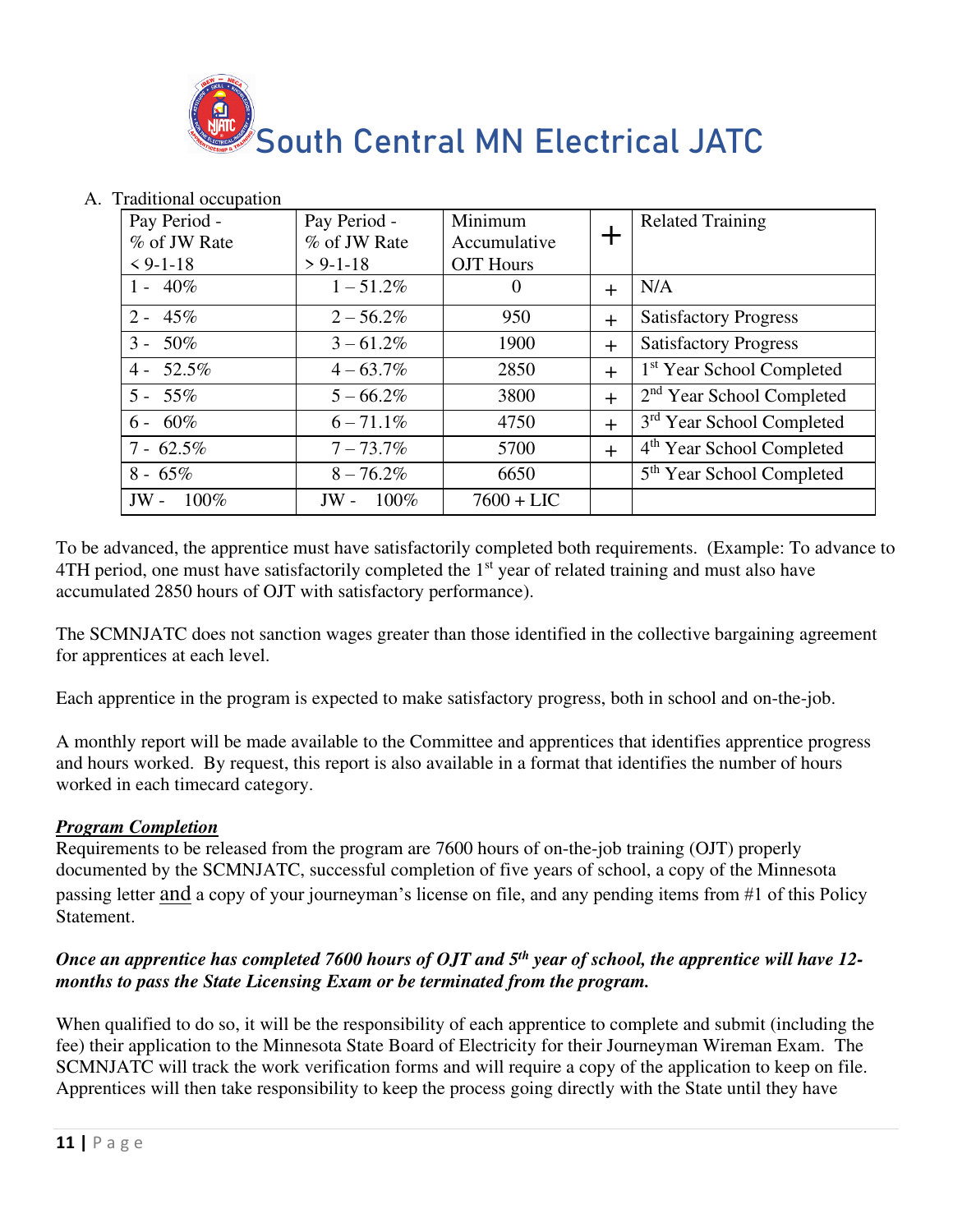A. Traditional occupation

| Pay Period - % of JW Rate < 9-1-18 | Pay Period - % of JW Rate > 9-1-18 | Minimum Accumulative OJT Hours | + | Related Training |
|---|---|---|---|---|
| 1 - 40% | 1 – 51.2% | 0 | + | N/A |
| 2 - 45% | 2 – 56.2% | 950 | + | Satisfactory Progress |
| 3 - 50% | 3 – 61.2% | 1900 | + | Satisfactory Progress |
| 4 - 52.5% | 4 – 63.7% | 2850 | + | 1st Year School Completed |
| 5 - 55% | 5 – 66.2% | 3800 | + | 2nd Year School Completed |
| 6 - 60% | 6 – 71.1% | 4750 | + | 3rd Year School Completed |
| 7 - 62.5% | 7 – 73.7% | 5700 | + | 4th Year School Completed |
| 8 - 65% | 8 – 76.2% | 6650 | | 5th Year School Completed |
| JW - 100% | JW - 100% | 7600 + LIC | | |

To be advanced, the apprentice must have satisfactorily completed both requirements. (Example: To advance to 4TH period, one must have satisfactorily completed the 1st year of related training and must also have accumulated 2850 hours of OJT with satisfactory performance).

The SCMNJATC does not sanction wages greater than those identified in the collective bargaining agreement for apprentices at each level.

Each apprentice in the program is expected to make satisfactory progress, both in school and on-the-job.

A monthly report will be made available to the Committee and apprentices that identifies apprentice progress and hours worked. By request, this report is also available in a format that identifies the number of hours worked in each timecard category.

***Program Completion***

Requirements to be released from the program are 7600 hours of on-the-job training (OJT) properly documented by the SCMNJATC, successful completion of five years of school, a copy of the Minnesota passing letter and a copy of your journeyman's license on file, and any pending items from #1 of this Policy Statement.

***Once an apprentice has completed 7600 hours of OJT and 5th year of school, the apprentice will have 12-months to pass the State Licensing Exam or be terminated from the program.***

When qualified to do so, it will be the responsibility of each apprentice to complete and submit (including the fee) their application to the Minnesota State Board of Electricity for their Journeyman Wireman Exam. The SCMNJATC will track the work verification forms and will require a copy of the application to keep on file. Apprentices will then take responsibility to keep the process going directly with the State until they have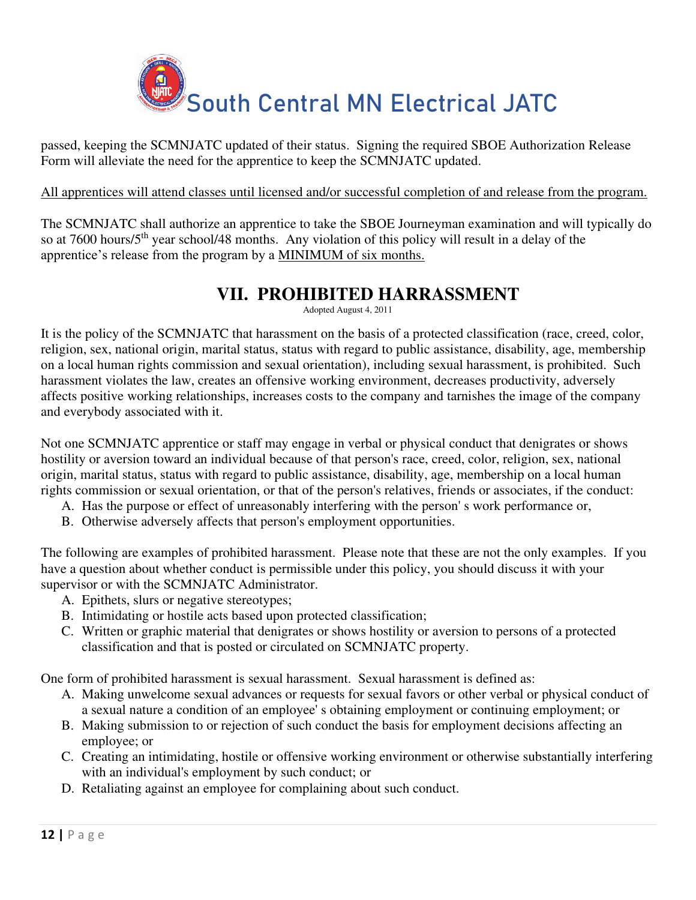passed, keeping the SCMNJATC updated of their status. Signing the required SBOE Authorization Release Form will alleviate the need for the apprentice to keep the SCMNJATC updated.

<u>All apprentices will attend classes until licensed and/or successful completion of and release from the program.</u>

The SCMNJATC shall authorize an apprentice to take the SBOE Journeyman examination and will typically do so at 7600 hours/5th year school/48 months. Any violation of this policy will result in a delay of the apprentice's release from the program by a <u>MINIMUM of six months.</u>

## VII. PROHIBITED HARRASSMENT

Adopted August 4, 2011

It is the policy of the SCMNJATC that harassment on the basis of a protected classification (race, creed, color, religion, sex, national origin, marital status, status with regard to public assistance, disability, age, membership on a local human rights commission and sexual orientation), including sexual harassment, is prohibited. Such harassment violates the law, creates an offensive working environment, decreases productivity, adversely affects positive working relationships, increases costs to the company and tarnishes the image of the company and everybody associated with it.

Not one SCMNJATC apprentice or staff may engage in verbal or physical conduct that denigrates or shows hostility or aversion toward an individual because of that person's race, creed, color, religion, sex, national origin, marital status, status with regard to public assistance, disability, age, membership on a local human rights commission or sexual orientation, or that of the person's relatives, friends or associates, if the conduct:

A. Has the purpose or effect of unreasonably interfering with the person' s work performance or,
B. Otherwise adversely affects that person's employment opportunities.

The following are examples of prohibited harassment. Please note that these are not the only examples. If you have a question about whether conduct is permissible under this policy, you should discuss it with your supervisor or with the SCMNJATC Administrator.

A. Epithets, slurs or negative stereotypes;
B. Intimidating or hostile acts based upon protected classification;
C. Written or graphic material that denigrates or shows hostility or aversion to persons of a protected classification and that is posted or circulated on SCMNJATC property.

One form of prohibited harassment is sexual harassment. Sexual harassment is defined as:

A. Making unwelcome sexual advances or requests for sexual favors or other verbal or physical conduct of a sexual nature a condition of an employee' s obtaining employment or continuing employment; or
B. Making submission to or rejection of such conduct the basis for employment decisions affecting an employee; or
C. Creating an intimidating, hostile or offensive working environment or otherwise substantially interfering with an individual's employment by such conduct; or
D. Retaliating against an employee for complaining about such conduct.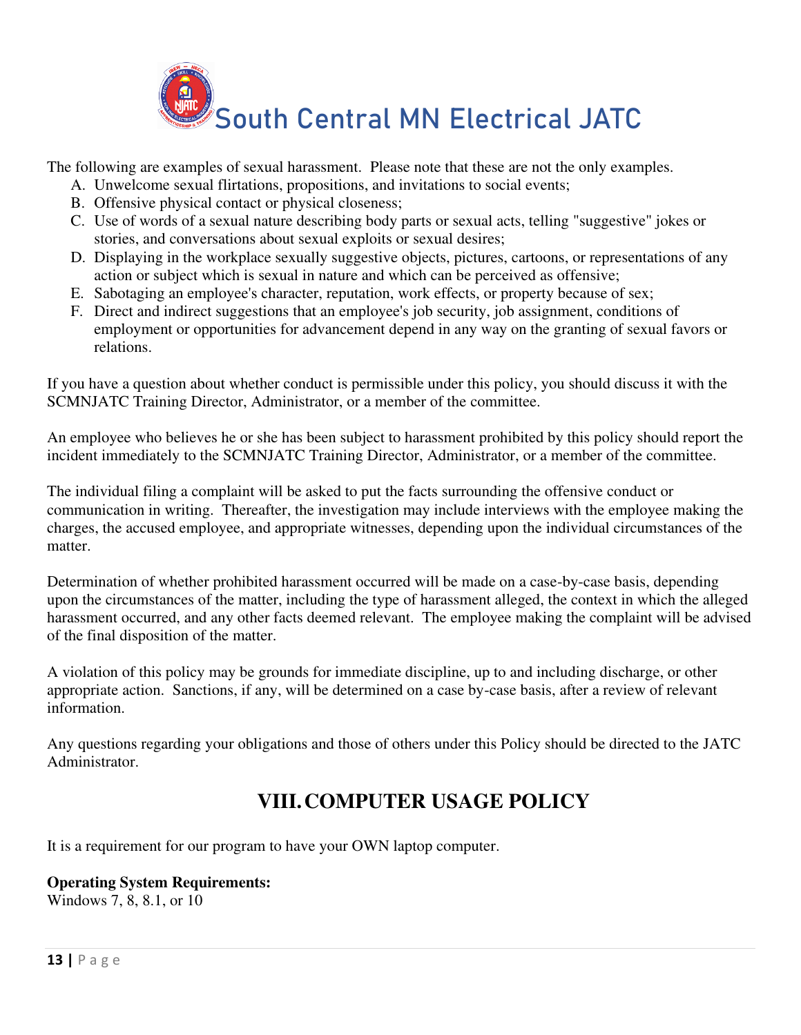The following are examples of sexual harassment. Please note that these are not the only examples.

A. Unwelcome sexual flirtations, propositions, and invitations to social events;
B. Offensive physical contact or physical closeness;
C. Use of words of a sexual nature describing body parts or sexual acts, telling "suggestive" jokes or stories, and conversations about sexual exploits or sexual desires;
D. Displaying in the workplace sexually suggestive objects, pictures, cartoons, or representations of any action or subject which is sexual in nature and which can be perceived as offensive;
E. Sabotaging an employee's character, reputation, work effects, or property because of sex;
F. Direct and indirect suggestions that an employee's job security, job assignment, conditions of employment or opportunities for advancement depend in any way on the granting of sexual favors or relations.

If you have a question about whether conduct is permissible under this policy, you should discuss it with the SCMNJATC Training Director, Administrator, or a member of the committee.

An employee who believes he or she has been subject to harassment prohibited by this policy should report the incident immediately to the SCMNJATC Training Director, Administrator, or a member of the committee.

The individual filing a complaint will be asked to put the facts surrounding the offensive conduct or communication in writing. Thereafter, the investigation may include interviews with the employee making the charges, the accused employee, and appropriate witnesses, depending upon the individual circumstances of the matter.

Determination of whether prohibited harassment occurred will be made on a case-by-case basis, depending upon the circumstances of the matter, including the type of harassment alleged, the context in which the alleged harassment occurred, and any other facts deemed relevant. The employee making the complaint will be advised of the final disposition of the matter.

A violation of this policy may be grounds for immediate discipline, up to and including discharge, or other appropriate action. Sanctions, if any, will be determined on a case by-case basis, after a review of relevant information.

Any questions regarding your obligations and those of others under this Policy should be directed to the JATC Administrator.

## VIII. COMPUTER USAGE POLICY

It is a requirement for our program to have your OWN laptop computer.

**Operating System Requirements:**
Windows 7, 8, 8.1, or 10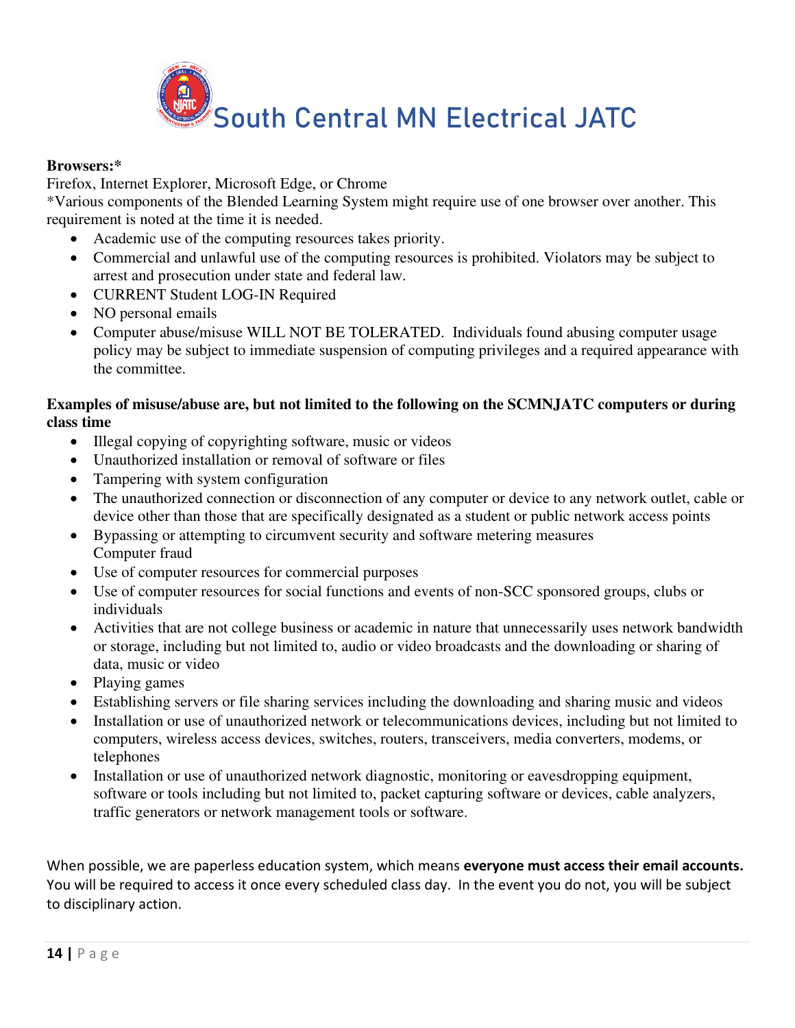# South Central MN Electrical JATC

**Browsers:***

Firefox, Internet Explorer, Microsoft Edge, or Chrome

*Various components of the Blended Learning System might require use of one browser over another. This requirement is noted at the time it is needed.

- Academic use of the computing resources takes priority.
- Commercial and unlawful use of the computing resources is prohibited. Violators may be subject to arrest and prosecution under state and federal law.
- CURRENT Student LOG-IN Required
- NO personal emails
- Computer abuse/misuse WILL NOT BE TOLERATED. Individuals found abusing computer usage policy may be subject to immediate suspension of computing privileges and a required appearance with the committee.

**Examples of misuse/abuse are, but not limited to the following on the SCMNJATC computers or during class time**

- Illegal copying of copyrighting software, music or videos
- Unauthorized installation or removal of software or files
- Tampering with system configuration
- The unauthorized connection or disconnection of any computer or device to any network outlet, cable or device other than those that are specifically designated as a student or public network access points
- Bypassing or attempting to circumvent security and software metering measures
  Computer fraud
- Use of computer resources for commercial purposes
- Use of computer resources for social functions and events of non-SCC sponsored groups, clubs or individuals
- Activities that are not college business or academic in nature that unnecessarily uses network bandwidth or storage, including but not limited to, audio or video broadcasts and the downloading or sharing of data, music or video
- Playing games
- Establishing servers or file sharing services including the downloading and sharing music and videos
- Installation or use of unauthorized network or telecommunications devices, including but not limited to computers, wireless access devices, switches, routers, transceivers, media converters, modems, or telephones
- Installation or use of unauthorized network diagnostic, monitoring or eavesdropping equipment, software or tools including but not limited to, packet capturing software or devices, cable analyzers, traffic generators or network management tools or software.

When possible, we are paperless education system, which means **everyone must access their email accounts.** You will be required to access it once every scheduled class day. In the event you do not, you will be subject to disciplinary action.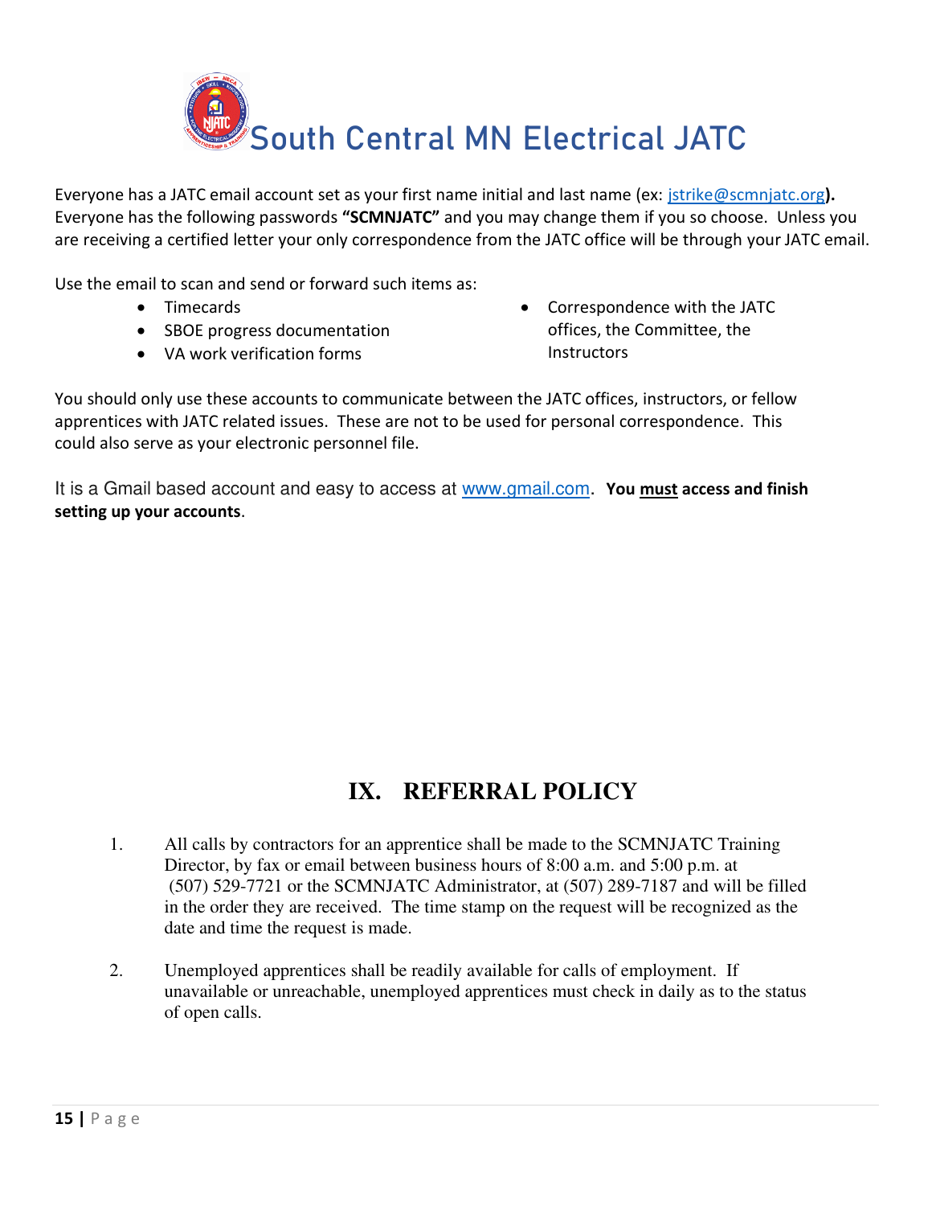South Central MN Electrical JATC

Everyone has a JATC email account set as your first name initial and last name (ex: jstrike@scmnjatc.org**).** Everyone has the following passwords **"SCMNJATC"** and you may change them if you so choose. Unless you are receiving a certified letter your only correspondence from the JATC office will be through your JATC email.

Use the email to scan and send or forward such items as:

- Timecards
- SBOE progress documentation
- VA work verification forms
- Correspondence with the JATC offices, the Committee, the Instructors

You should only use these accounts to communicate between the JATC offices, instructors, or fellow apprentices with JATC related issues. These are not to be used for personal correspondence. This could also serve as your electronic personnel file.

It is a Gmail based account and easy to access at www.gmail.com. **You <u>must</u> access and finish setting up your accounts**.

## IX. REFERRAL POLICY

1. All calls by contractors for an apprentice shall be made to the SCMNJATC Training Director, by fax or email between business hours of 8:00 a.m. and 5:00 p.m. at (507) 529-7721 or the SCMNJATC Administrator, at (507) 289-7187 and will be filled in the order they are received. The time stamp on the request will be recognized as the date and time the request is made.

2. Unemployed apprentices shall be readily available for calls of employment. If unavailable or unreachable, unemployed apprentices must check in daily as to the status of open calls.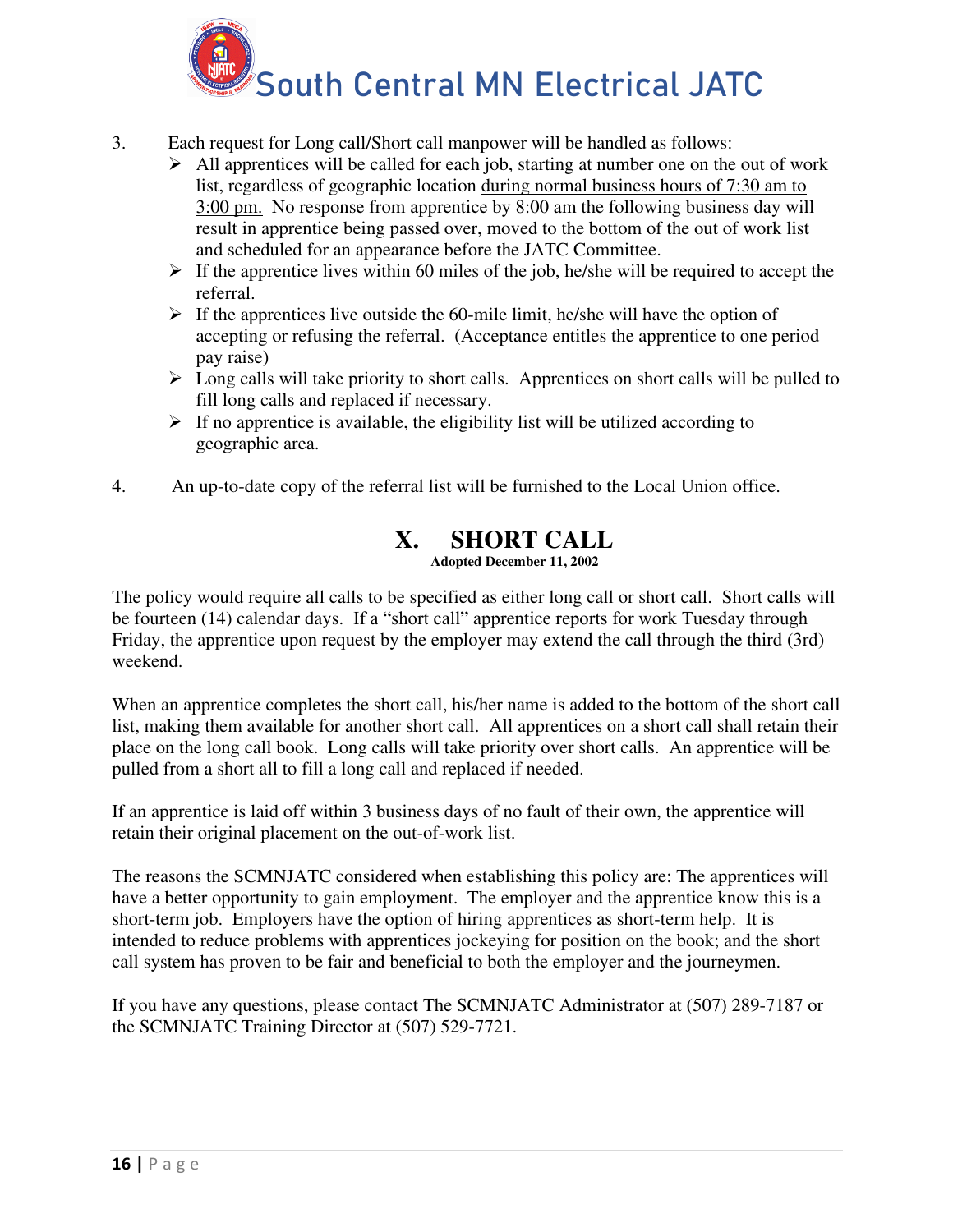3. Each request for Long call/Short call manpower will be handled as follows:
   - All apprentices will be called for each job, starting at number one on the out of work list, regardless of geographic location during normal business hours of 7:30 am to 3:00 pm. No response from apprentice by 8:00 am the following business day will result in apprentice being passed over, moved to the bottom of the out of work list and scheduled for an appearance before the JATC Committee.
   - If the apprentice lives within 60 miles of the job, he/she will be required to accept the referral.
   - If the apprentices live outside the 60-mile limit, he/she will have the option of accepting or refusing the referral. (Acceptance entitles the apprentice to one period pay raise)
   - Long calls will take priority to short calls. Apprentices on short calls will be pulled to fill long calls and replaced if necessary.
   - If no apprentice is available, the eligibility list will be utilized according to geographic area.

4. An up-to-date copy of the referral list will be furnished to the Local Union office.

# X. SHORT CALL

**Adopted December 11, 2002**

The policy would require all calls to be specified as either long call or short call. Short calls will be fourteen (14) calendar days. If a "short call" apprentice reports for work Tuesday through Friday, the apprentice upon request by the employer may extend the call through the third (3rd) weekend.

When an apprentice completes the short call, his/her name is added to the bottom of the short call list, making them available for another short call. All apprentices on a short call shall retain their place on the long call book. Long calls will take priority over short calls. An apprentice will be pulled from a short all to fill a long call and replaced if needed.

If an apprentice is laid off within 3 business days of no fault of their own, the apprentice will retain their original placement on the out-of-work list.

The reasons the SCMNJATC considered when establishing this policy are: The apprentices will have a better opportunity to gain employment. The employer and the apprentice know this is a short-term job. Employers have the option of hiring apprentices as short-term help. It is intended to reduce problems with apprentices jockeying for position on the book; and the short call system has proven to be fair and beneficial to both the employer and the journeymen.

If you have any questions, please contact The SCMNJATC Administrator at (507) 289-7187 or the SCMNJATC Training Director at (507) 529-7721.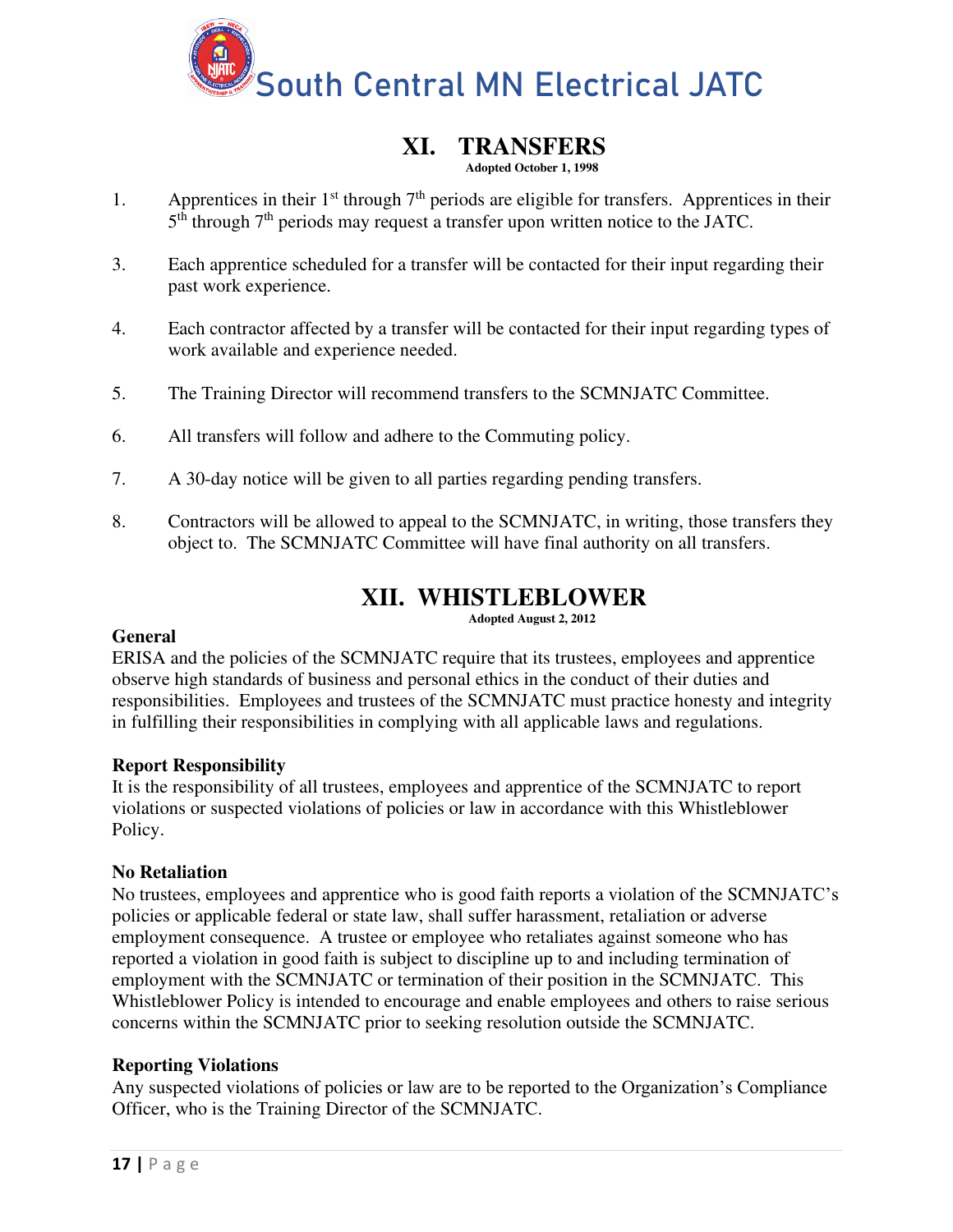# XI. TRANSFERS

**Adopted October 1, 1998**

1. Apprentices in their 1st through 7th periods are eligible for transfers. Apprentices in their 5th through 7th periods may request a transfer upon written notice to the JATC.

3. Each apprentice scheduled for a transfer will be contacted for their input regarding their past work experience.

4. Each contractor affected by a transfer will be contacted for their input regarding types of work available and experience needed.

5. The Training Director will recommend transfers to the SCMNJATC Committee.

6. All transfers will follow and adhere to the Commuting policy.

7. A 30-day notice will be given to all parties regarding pending transfers.

8. Contractors will be allowed to appeal to the SCMNJATC, in writing, those transfers they object to. The SCMNJATC Committee will have final authority on all transfers.

# XII. WHISTLEBLOWER

**Adopted August 2, 2012**

**General**

ERISA and the policies of the SCMNJATC require that its trustees, employees and apprentice observe high standards of business and personal ethics in the conduct of their duties and responsibilities. Employees and trustees of the SCMNJATC must practice honesty and integrity in fulfilling their responsibilities in complying with all applicable laws and regulations.

**Report Responsibility**

It is the responsibility of all trustees, employees and apprentice of the SCMNJATC to report violations or suspected violations of policies or law in accordance with this Whistleblower Policy.

**No Retaliation**

No trustees, employees and apprentice who is good faith reports a violation of the SCMNJATC's policies or applicable federal or state law, shall suffer harassment, retaliation or adverse employment consequence. A trustee or employee who retaliates against someone who has reported a violation in good faith is subject to discipline up to and including termination of employment with the SCMNJATC or termination of their position in the SCMNJATC. This Whistleblower Policy is intended to encourage and enable employees and others to raise serious concerns within the SCMNJATC prior to seeking resolution outside the SCMNJATC.

**Reporting Violations**

Any suspected violations of policies or law are to be reported to the Organization's Compliance Officer, who is the Training Director of the SCMNJATC.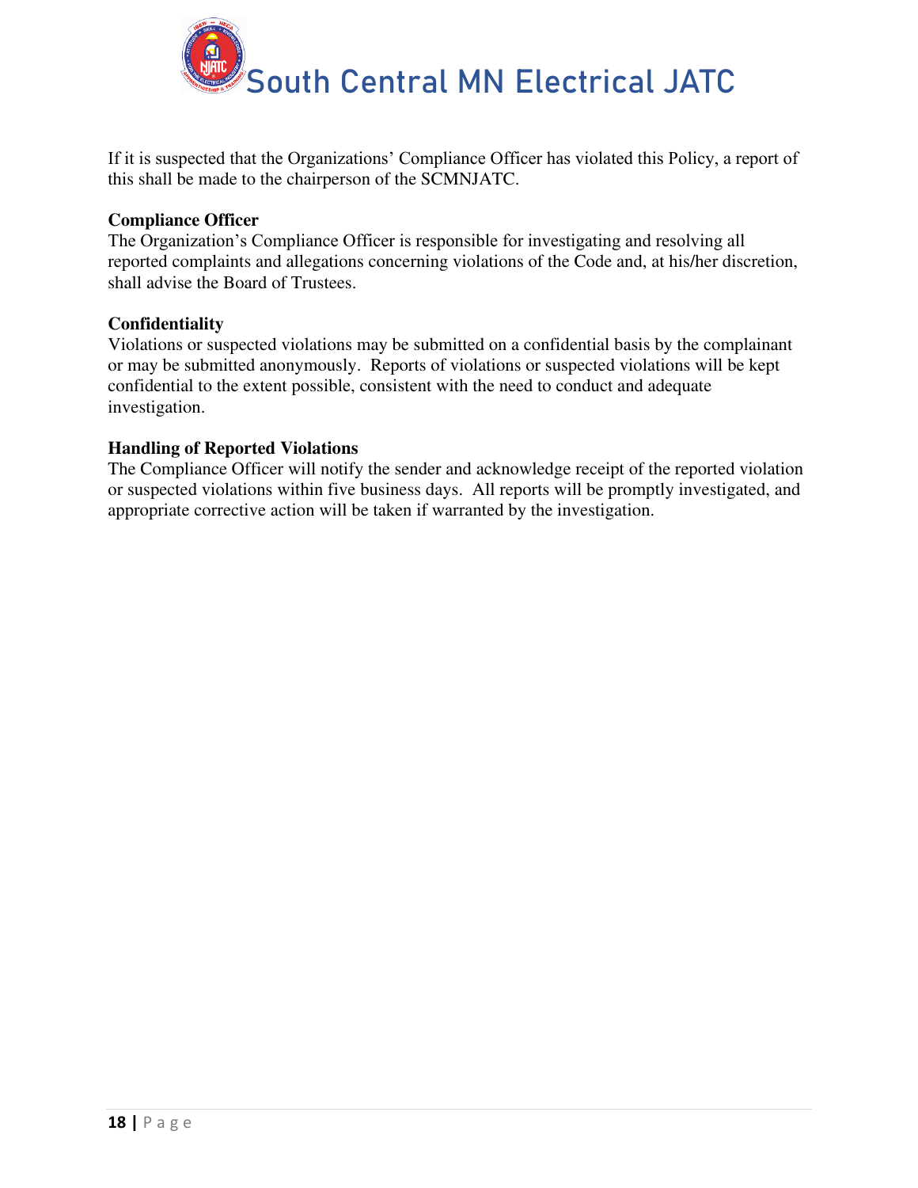If it is suspected that the Organizations' Compliance Officer has violated this Policy, a report of this shall be made to the chairperson of the SCMNJATC.

**Compliance Officer**
The Organization's Compliance Officer is responsible for investigating and resolving all reported complaints and allegations concerning violations of the Code and, at his/her discretion, shall advise the Board of Trustees.

**Confidentiality**
Violations or suspected violations may be submitted on a confidential basis by the complainant or may be submitted anonymously. Reports of violations or suspected violations will be kept confidential to the extent possible, consistent with the need to conduct and adequate investigation.

**Handling of Reported Violations**
The Compliance Officer will notify the sender and acknowledge receipt of the reported violation or suspected violations within five business days. All reports will be promptly investigated, and appropriate corrective action will be taken if warranted by the investigation.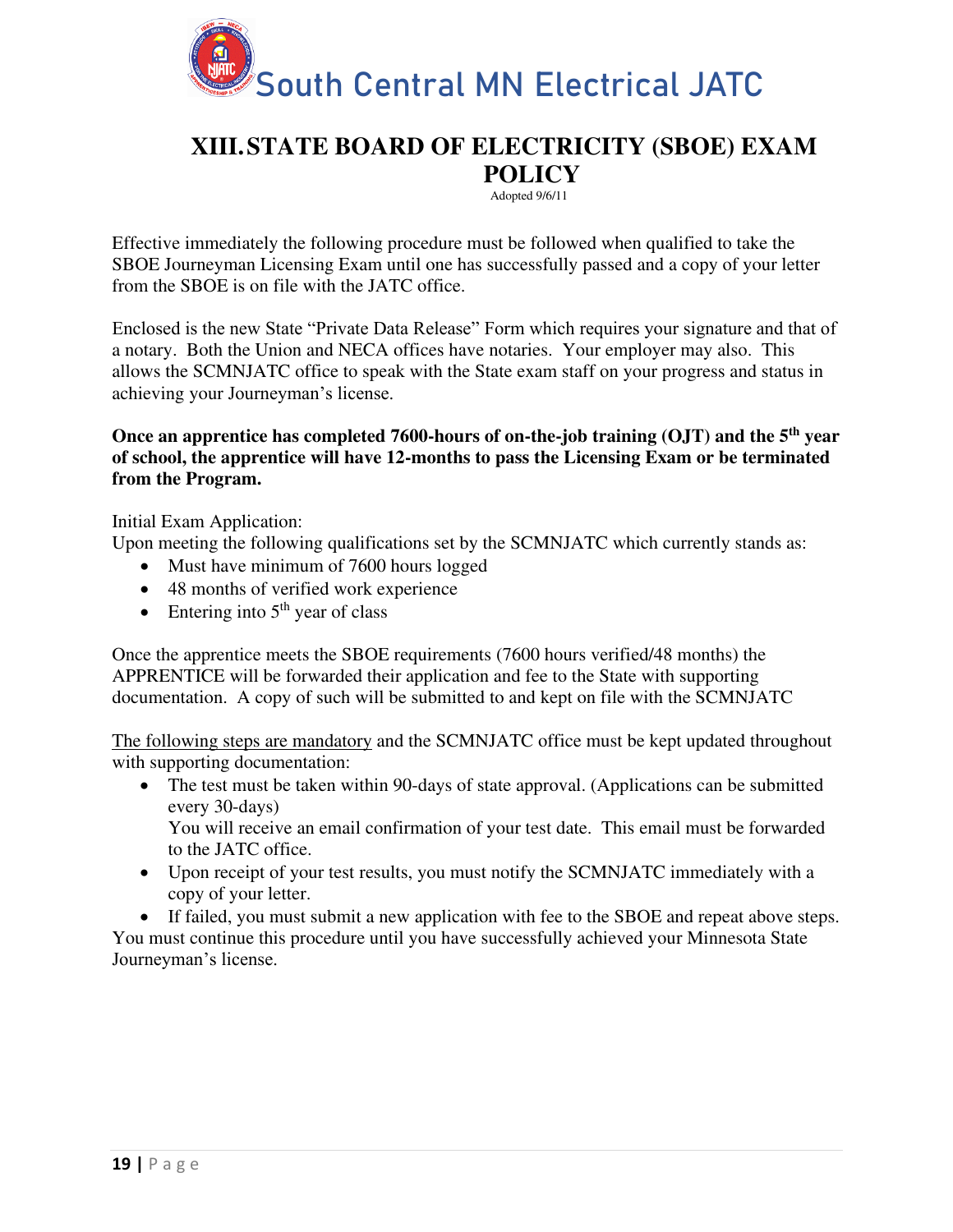# XIII. STATE BOARD OF ELECTRICITY (SBOE) EXAM POLICY

Adopted 9/6/11

Effective immediately the following procedure must be followed when qualified to take the SBOE Journeyman Licensing Exam until one has successfully passed and a copy of your letter from the SBOE is on file with the JATC office.

Enclosed is the new State "Private Data Release" Form which requires your signature and that of a notary. Both the Union and NECA offices have notaries. Your employer may also. This allows the SCMNJATC office to speak with the State exam staff on your progress and status in achieving your Journeyman's license.

**Once an apprentice has completed 7600-hours of on-the-job training (OJT) and the 5th year of school, the apprentice will have 12-months to pass the Licensing Exam or be terminated from the Program.**

Initial Exam Application:
Upon meeting the following qualifications set by the SCMNJATC which currently stands as:

- Must have minimum of 7600 hours logged
- 48 months of verified work experience
- Entering into 5th year of class

Once the apprentice meets the SBOE requirements (7600 hours verified/48 months) the APPRENTICE will be forwarded their application and fee to the State with supporting documentation. A copy of such will be submitted to and kept on file with the SCMNJATC

<u>The following steps are mandatory</u> and the SCMNJATC office must be kept updated throughout with supporting documentation:

- The test must be taken within 90-days of state approval. (Applications can be submitted every 30-days)
  You will receive an email confirmation of your test date. This email must be forwarded to the JATC office.
- Upon receipt of your test results, you must notify the SCMNJATC immediately with a copy of your letter.
- If failed, you must submit a new application with fee to the SBOE and repeat above steps.

You must continue this procedure until you have successfully achieved your Minnesota State Journeyman's license.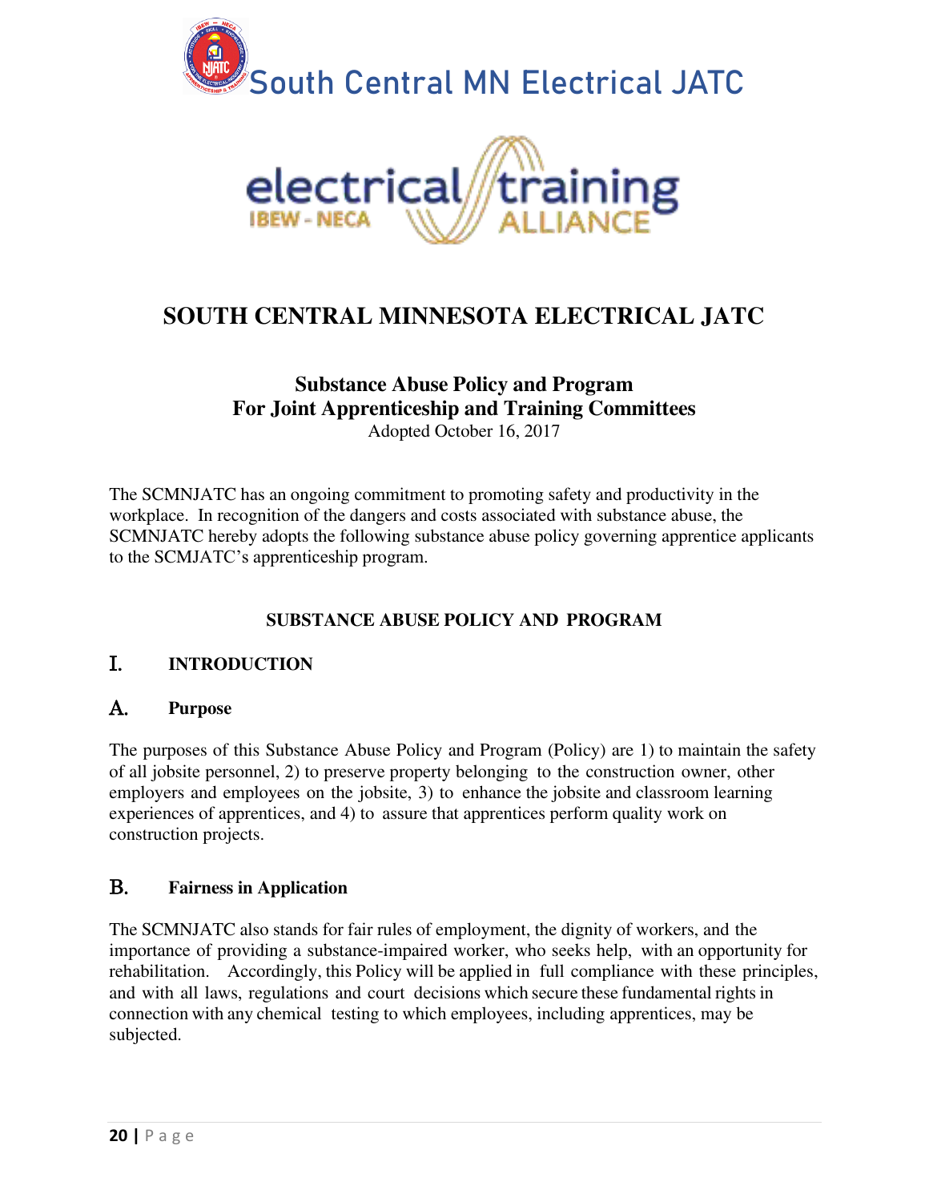South Central MN Electrical JATC

electrical training ALLIANCE IBEW - NECA

# SOUTH CENTRAL MINNESOTA ELECTRICAL JATC

## Substance Abuse Policy and Program For Joint Apprenticeship and Training Committees

Adopted October 16, 2017

The SCMNJATC has an ongoing commitment to promoting safety and productivity in the workplace. In recognition of the dangers and costs associated with substance abuse, the SCMNJATC hereby adopts the following substance abuse policy governing apprentice applicants to the SCMJATC's apprenticeship program.

### SUBSTANCE ABUSE POLICY AND PROGRAM

### I. INTRODUCTION

#### A. Purpose

The purposes of this Substance Abuse Policy and Program (Policy) are 1) to maintain the safety of all jobsite personnel, 2) to preserve property belonging to the construction owner, other employers and employees on the jobsite, 3) to enhance the jobsite and classroom learning experiences of apprentices, and 4) to assure that apprentices perform quality work on construction projects.

#### B. Fairness in Application

The SCMNJATC also stands for fair rules of employment, the dignity of workers, and the importance of providing a substance-impaired worker, who seeks help, with an opportunity for rehabilitation. Accordingly, this Policy will be applied in full compliance with these principles, and with all laws, regulations and court decisions which secure these fundamental rights in connection with any chemical testing to which employees, including apprentices, may be subjected.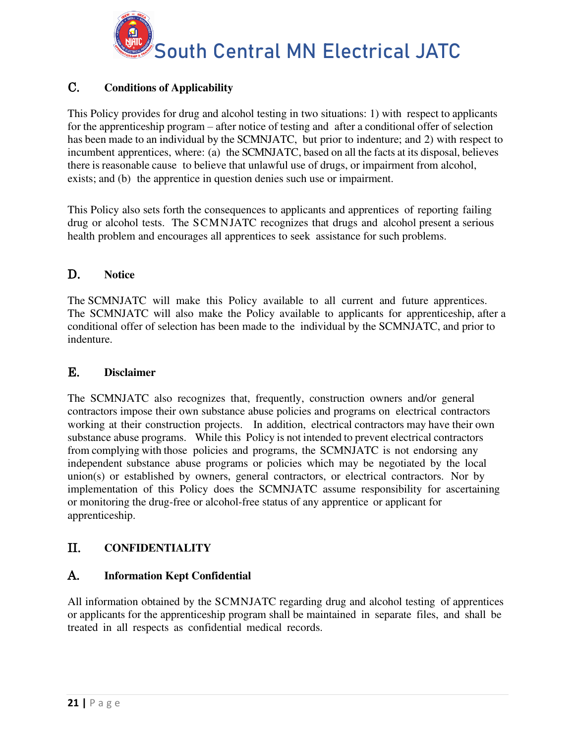### C. Conditions of Applicability

This Policy provides for drug and alcohol testing in two situations: 1) with respect to applicants for the apprenticeship program – after notice of testing and after a conditional offer of selection has been made to an individual by the SCMNJATC, but prior to indenture; and 2) with respect to incumbent apprentices, where: (a) the SCMNJATC, based on all the facts at its disposal, believes there is reasonable cause to believe that unlawful use of drugs, or impairment from alcohol, exists; and (b) the apprentice in question denies such use or impairment.

This Policy also sets forth the consequences to applicants and apprentices of reporting failing drug or alcohol tests. The SCMNJATC recognizes that drugs and alcohol present a serious health problem and encourages all apprentices to seek assistance for such problems.

### D. Notice

The SCMNJATC will make this Policy available to all current and future apprentices. The SCMNJATC will also make the Policy available to applicants for apprenticeship, after a conditional offer of selection has been made to the individual by the SCMNJATC, and prior to indenture.

### E. Disclaimer

The SCMNJATC also recognizes that, frequently, construction owners and/or general contractors impose their own substance abuse policies and programs on electrical contractors working at their construction projects. In addition, electrical contractors may have their own substance abuse programs. While this Policy is not intended to prevent electrical contractors from complying with those policies and programs, the SCMNJATC is not endorsing any independent substance abuse programs or policies which may be negotiated by the local union(s) or established by owners, general contractors, or electrical contractors. Nor by implementation of this Policy does the SCMNJATC assume responsibility for ascertaining or monitoring the drug-free or alcohol-free status of any apprentice or applicant for apprenticeship.

## II. CONFIDENTIALITY

### A. Information Kept Confidential

All information obtained by the SCMNJATC regarding drug and alcohol testing of apprentices or applicants for the apprenticeship program shall be maintained in separate files, and shall be treated in all respects as confidential medical records.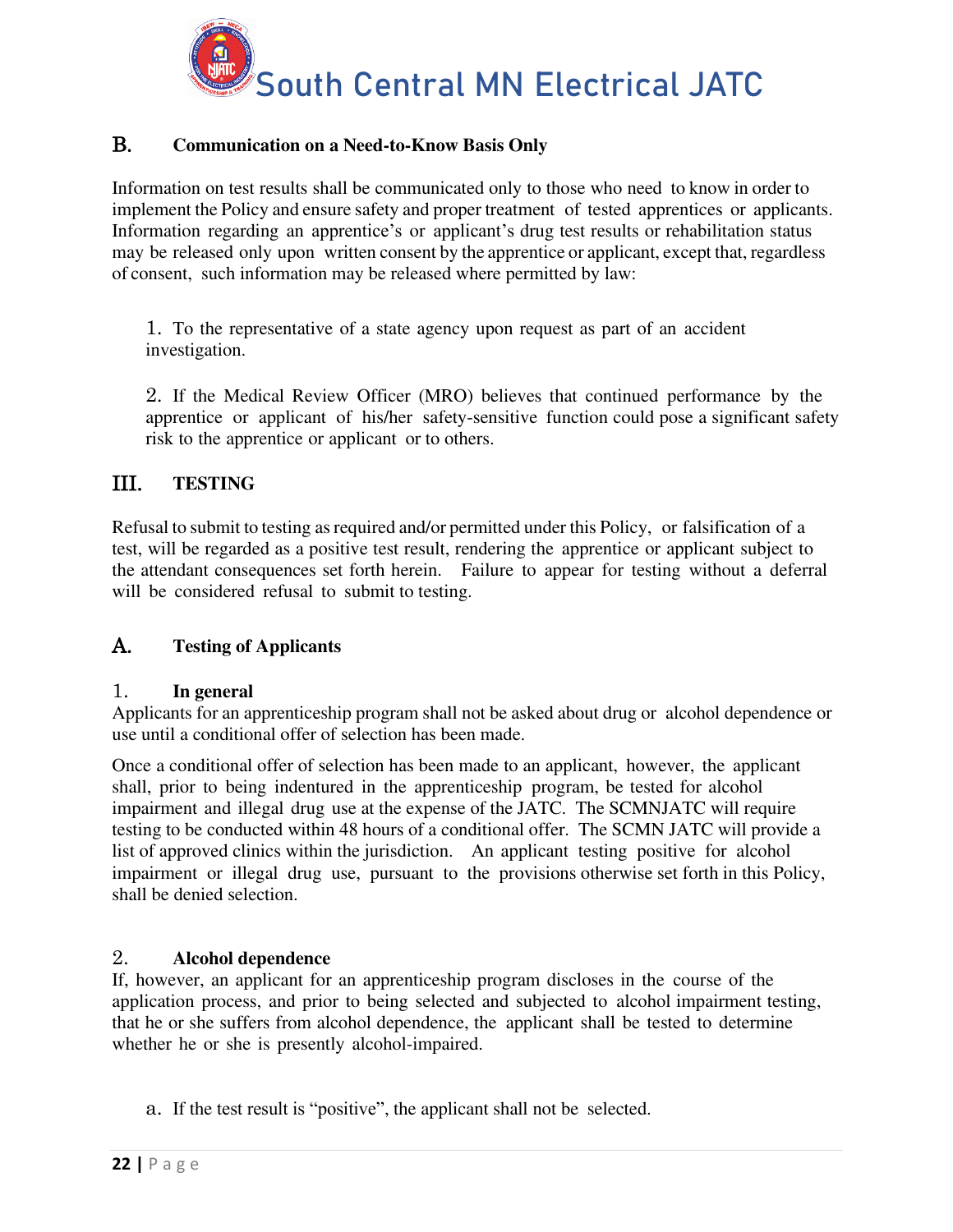## B. Communication on a Need-to-Know Basis Only

Information on test results shall be communicated only to those who need to know in order to implement the Policy and ensure safety and proper treatment of tested apprentices or applicants. Information regarding an apprentice's or applicant's drug test results or rehabilitation status may be released only upon written consent by the apprentice or applicant, except that, regardless of consent, such information may be released where permitted by law:

1. To the representative of a state agency upon request as part of an accident investigation.

2. If the Medical Review Officer (MRO) believes that continued performance by the apprentice or applicant of his/her safety-sensitive function could pose a significant safety risk to the apprentice or applicant or to others.

# III. TESTING

Refusal to submit to testing as required and/or permitted under this Policy, or falsification of a test, will be regarded as a positive test result, rendering the apprentice or applicant subject to the attendant consequences set forth herein. Failure to appear for testing without a deferral will be considered refusal to submit to testing.

## A. Testing of Applicants

### 1. In general

Applicants for an apprenticeship program shall not be asked about drug or alcohol dependence or use until a conditional offer of selection has been made.

Once a conditional offer of selection has been made to an applicant, however, the applicant shall, prior to being indentured in the apprenticeship program, be tested for alcohol impairment and illegal drug use at the expense of the JATC. The SCMNJATC will require testing to be conducted within 48 hours of a conditional offer. The SCMN JATC will provide a list of approved clinics within the jurisdiction. An applicant testing positive for alcohol impairment or illegal drug use, pursuant to the provisions otherwise set forth in this Policy, shall be denied selection.

### 2. Alcohol dependence

If, however, an applicant for an apprenticeship program discloses in the course of the application process, and prior to being selected and subjected to alcohol impairment testing, that he or she suffers from alcohol dependence, the applicant shall be tested to determine whether he or she is presently alcohol-impaired.

a. If the test result is "positive", the applicant shall not be selected.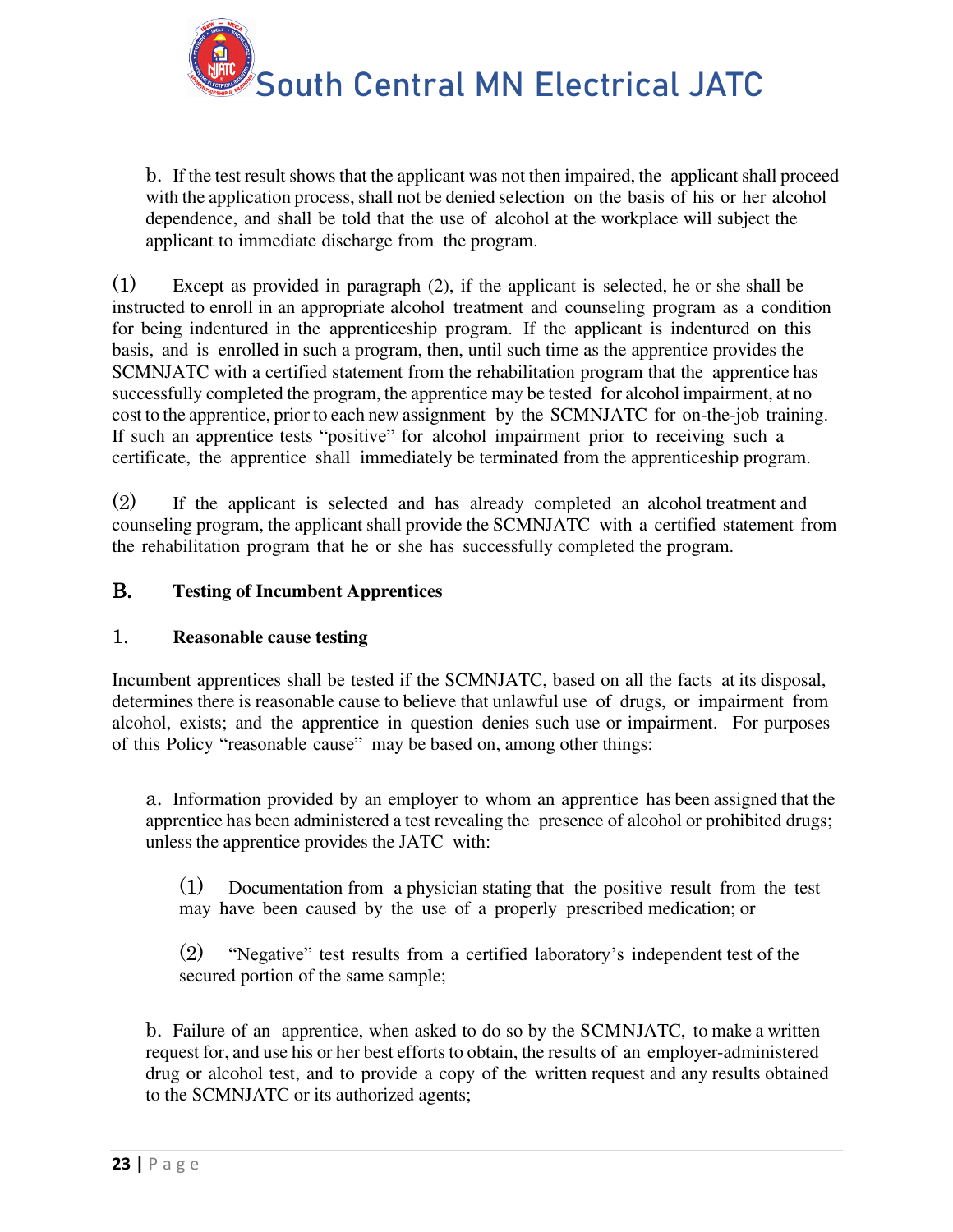b. If the test result shows that the applicant was not then impaired, the applicant shall proceed with the application process, shall not be denied selection on the basis of his or her alcohol dependence, and shall be told that the use of alcohol at the workplace will subject the applicant to immediate discharge from the program.

(1) Except as provided in paragraph (2), if the applicant is selected, he or she shall be instructed to enroll in an appropriate alcohol treatment and counseling program as a condition for being indentured in the apprenticeship program. If the applicant is indentured on this basis, and is enrolled in such a program, then, until such time as the apprentice provides the SCMNJATC with a certified statement from the rehabilitation program that the apprentice has successfully completed the program, the apprentice may be tested for alcohol impairment, at no cost to the apprentice, prior to each new assignment by the SCMNJATC for on-the-job training. If such an apprentice tests "positive" for alcohol impairment prior to receiving such a certificate, the apprentice shall immediately be terminated from the apprenticeship program.

(2) If the applicant is selected and has already completed an alcohol treatment and counseling program, the applicant shall provide the SCMNJATC with a certified statement from the rehabilitation program that he or she has successfully completed the program.

## B. Testing of Incumbent Apprentices

### 1. Reasonable cause testing

Incumbent apprentices shall be tested if the SCMNJATC, based on all the facts at its disposal, determines there is reasonable cause to believe that unlawful use of drugs, or impairment from alcohol, exists; and the apprentice in question denies such use or impairment. For purposes of this Policy "reasonable cause" may be based on, among other things:

a. Information provided by an employer to whom an apprentice has been assigned that the apprentice has been administered a test revealing the presence of alcohol or prohibited drugs; unless the apprentice provides the JATC with:

(1) Documentation from a physician stating that the positive result from the test may have been caused by the use of a properly prescribed medication; or

(2) "Negative" test results from a certified laboratory's independent test of the secured portion of the same sample;

b. Failure of an apprentice, when asked to do so by the SCMNJATC, to make a written request for, and use his or her best efforts to obtain, the results of an employer-administered drug or alcohol test, and to provide a copy of the written request and any results obtained to the SCMNJATC or its authorized agents;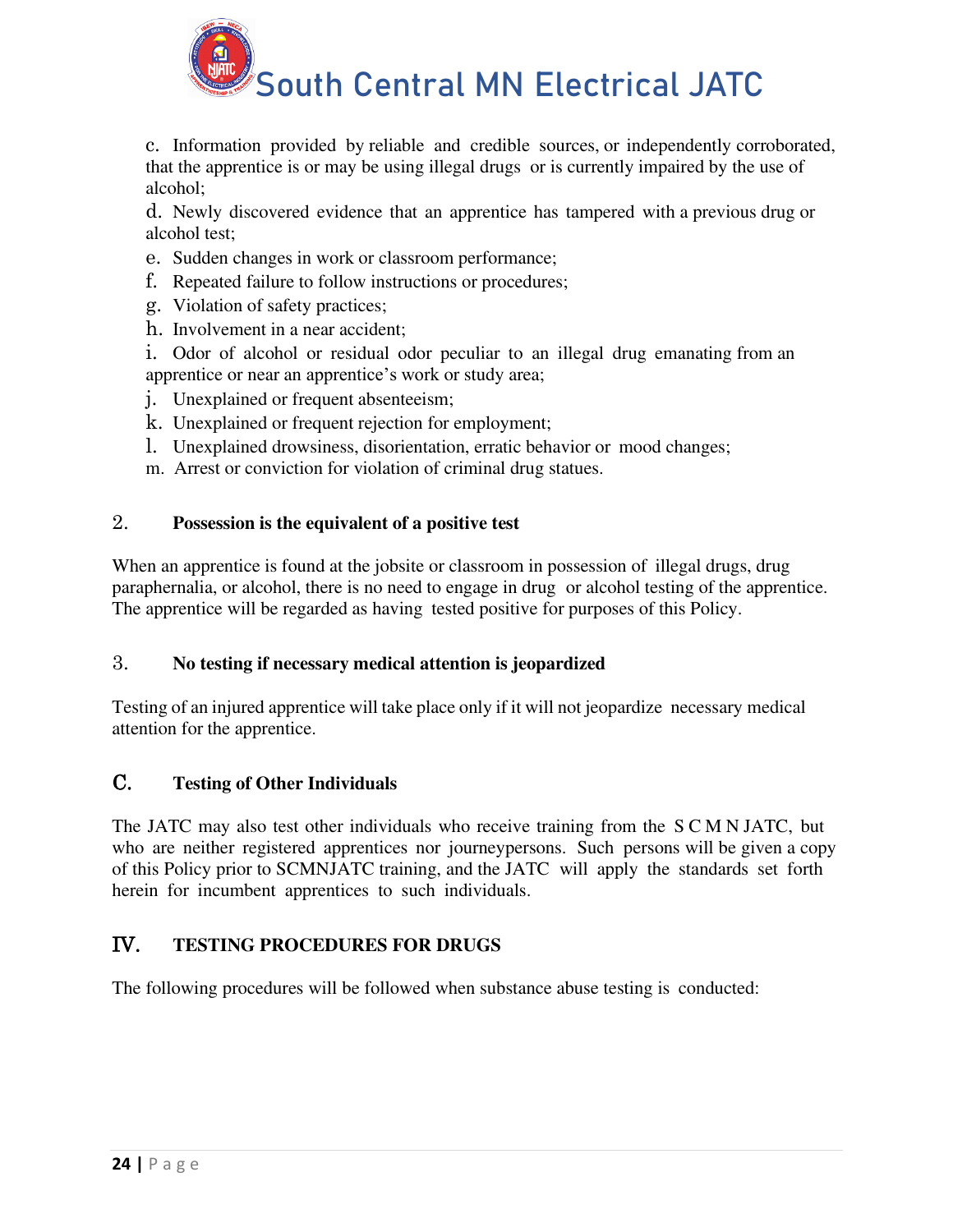c. Information provided by reliable and credible sources, or independently corroborated, that the apprentice is or may be using illegal drugs or is currently impaired by the use of alcohol;

d. Newly discovered evidence that an apprentice has tampered with a previous drug or alcohol test;

e. Sudden changes in work or classroom performance;

f. Repeated failure to follow instructions or procedures;

g. Violation of safety practices;

h. Involvement in a near accident;

i. Odor of alcohol or residual odor peculiar to an illegal drug emanating from an apprentice or near an apprentice's work or study area;

j. Unexplained or frequent absenteeism;

k. Unexplained or frequent rejection for employment;

l. Unexplained drowsiness, disorientation, erratic behavior or mood changes;

m. Arrest or conviction for violation of criminal drug statues.

### 2. Possession is the equivalent of a positive test

When an apprentice is found at the jobsite or classroom in possession of illegal drugs, drug paraphernalia, or alcohol, there is no need to engage in drug or alcohol testing of the apprentice. The apprentice will be regarded as having tested positive for purposes of this Policy.

### 3. No testing if necessary medical attention is jeopardized

Testing of an injured apprentice will take place only if it will not jeopardize necessary medical attention for the apprentice.

## C. Testing of Other Individuals

The JATC may also test other individuals who receive training from the S C M N JATC, but who are neither registered apprentices nor journeypersons. Such persons will be given a copy of this Policy prior to SCMNJATC training, and the JATC will apply the standards set forth herein for incumbent apprentices to such individuals.

# IV. TESTING PROCEDURES FOR DRUGS

The following procedures will be followed when substance abuse testing is conducted: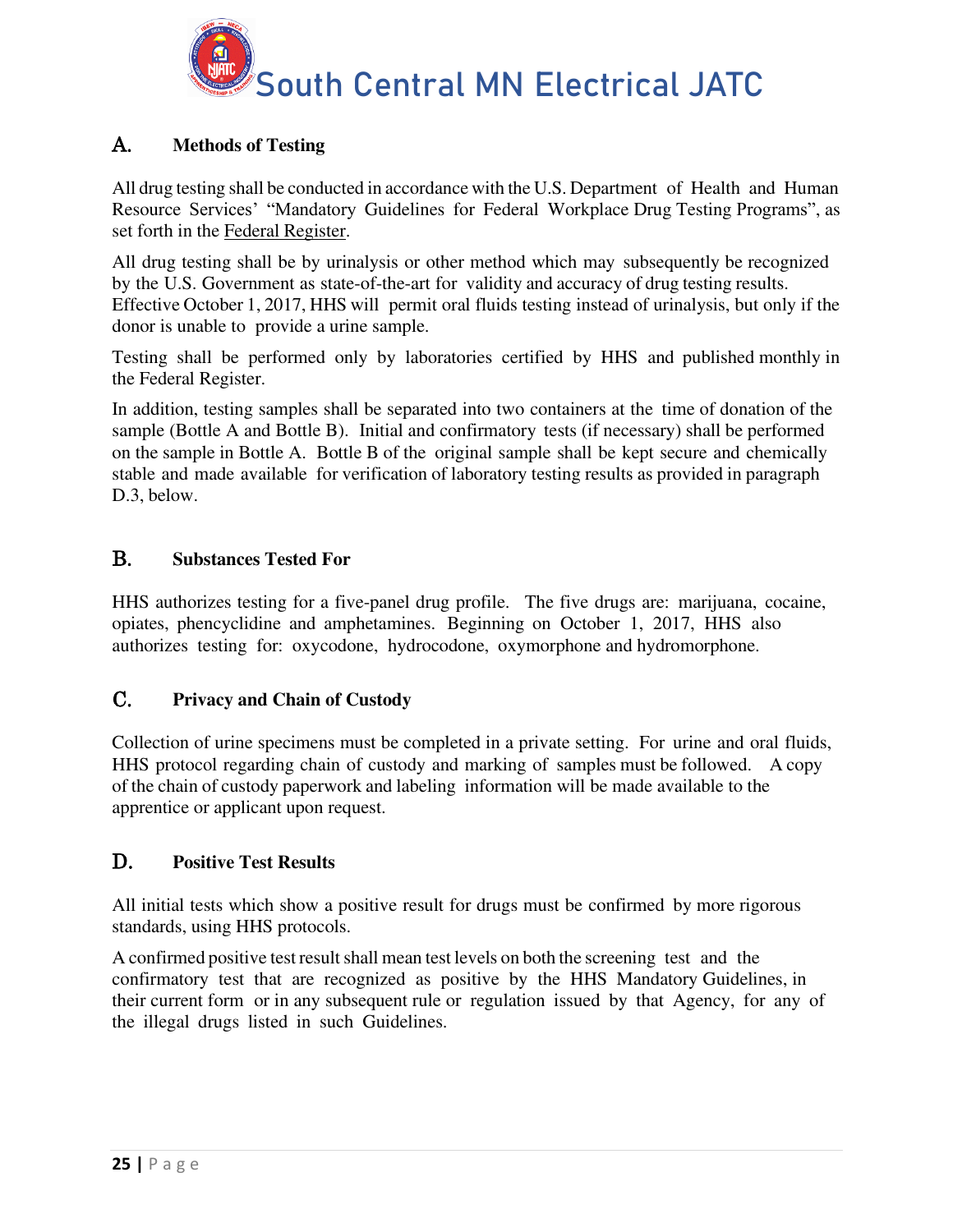## A. Methods of Testing

All drug testing shall be conducted in accordance with the U.S. Department of Health and Human Resource Services' "Mandatory Guidelines for Federal Workplace Drug Testing Programs", as set forth in the Federal Register.

All drug testing shall be by urinalysis or other method which may subsequently be recognized by the U.S. Government as state-of-the-art for validity and accuracy of drug testing results. Effective October 1, 2017, HHS will permit oral fluids testing instead of urinalysis, but only if the donor is unable to provide a urine sample.

Testing shall be performed only by laboratories certified by HHS and published monthly in the Federal Register.

In addition, testing samples shall be separated into two containers at the time of donation of the sample (Bottle A and Bottle B). Initial and confirmatory tests (if necessary) shall be performed on the sample in Bottle A. Bottle B of the original sample shall be kept secure and chemically stable and made available for verification of laboratory testing results as provided in paragraph D.3, below.

## B. Substances Tested For

HHS authorizes testing for a five-panel drug profile. The five drugs are: marijuana, cocaine, opiates, phencyclidine and amphetamines. Beginning on October 1, 2017, HHS also authorizes testing for: oxycodone, hydrocodone, oxymorphone and hydromorphone.

## C. Privacy and Chain of Custody

Collection of urine specimens must be completed in a private setting. For urine and oral fluids, HHS protocol regarding chain of custody and marking of samples must be followed. A copy of the chain of custody paperwork and labeling information will be made available to the apprentice or applicant upon request.

## D. Positive Test Results

All initial tests which show a positive result for drugs must be confirmed by more rigorous standards, using HHS protocols.

A confirmed positive test result shall mean test levels on both the screening test and the confirmatory test that are recognized as positive by the HHS Mandatory Guidelines, in their current form or in any subsequent rule or regulation issued by that Agency, for any of the illegal drugs listed in such Guidelines.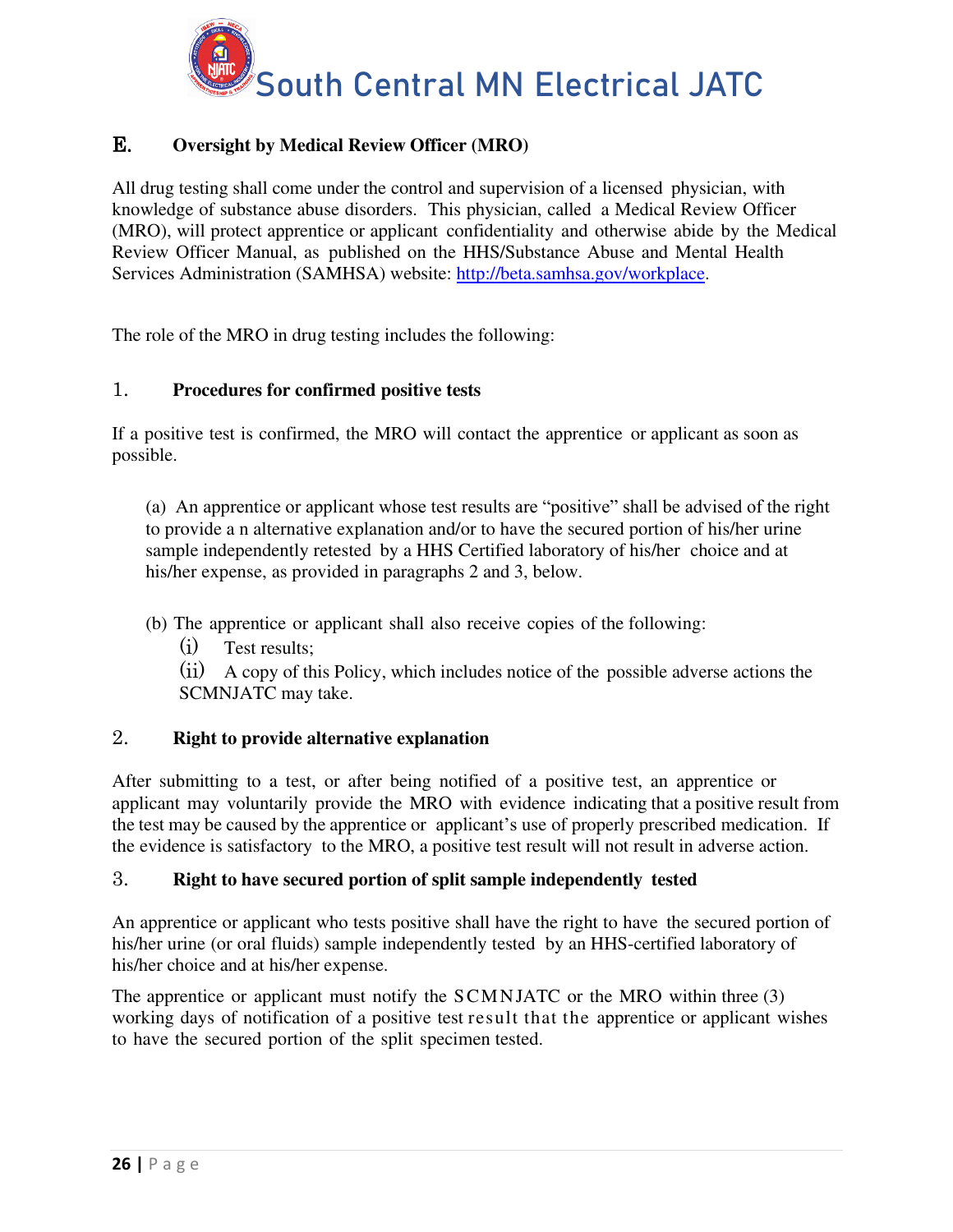## E. Oversight by Medical Review Officer (MRO)

All drug testing shall come under the control and supervision of a licensed physician, with knowledge of substance abuse disorders. This physician, called a Medical Review Officer (MRO), will protect apprentice or applicant confidentiality and otherwise abide by the Medical Review Officer Manual, as published on the HHS/Substance Abuse and Mental Health Services Administration (SAMHSA) website: [http://beta.samhsa.gov/workplace](http://beta.samhsa.gov/workplace).

The role of the MRO in drug testing includes the following:

### 1. Procedures for confirmed positive tests

If a positive test is confirmed, the MRO will contact the apprentice or applicant as soon as possible.

(a) An apprentice or applicant whose test results are "positive" shall be advised of the right to provide a n alternative explanation and/or to have the secured portion of his/her urine sample independently retested by a HHS Certified laboratory of his/her choice and at his/her expense, as provided in paragraphs 2 and 3, below.

(b) The apprentice or applicant shall also receive copies of the following:
- (i) Test results;
- (ii) A copy of this Policy, which includes notice of the possible adverse actions the SCMNJATC may take.

### 2. Right to provide alternative explanation

After submitting to a test, or after being notified of a positive test, an apprentice or applicant may voluntarily provide the MRO with evidence indicating that a positive result from the test may be caused by the apprentice or applicant's use of properly prescribed medication. If the evidence is satisfactory to the MRO, a positive test result will not result in adverse action.

### 3. Right to have secured portion of split sample independently tested

An apprentice or applicant who tests positive shall have the right to have the secured portion of his/her urine (or oral fluids) sample independently tested by an HHS-certified laboratory of his/her choice and at his/her expense.

The apprentice or applicant must notify the SCMNJATC or the MRO within three (3) working days of notification of a positive test result that the apprentice or applicant wishes to have the secured portion of the split specimen tested.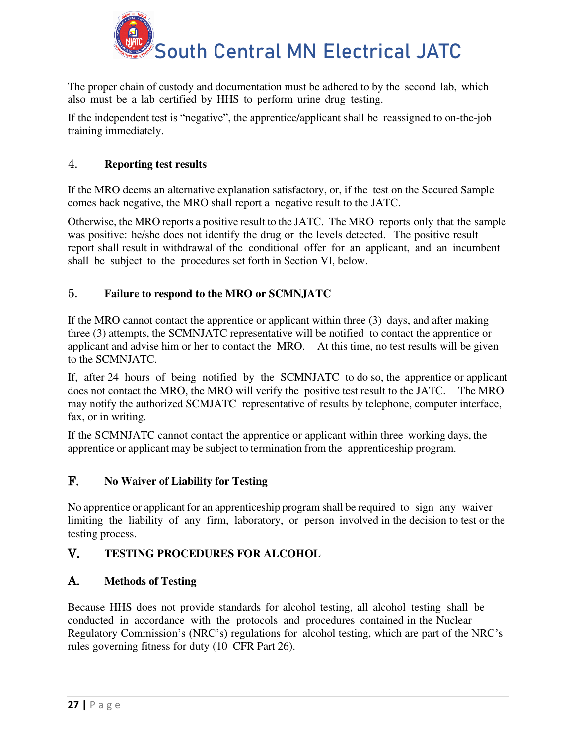The proper chain of custody and documentation must be adhered to by the second lab, which also must be a lab certified by HHS to perform urine drug testing.

If the independent test is "negative", the apprentice/applicant shall be reassigned to on-the-job training immediately.

### 4. Reporting test results

If the MRO deems an alternative explanation satisfactory, or, if the test on the Secured Sample comes back negative, the MRO shall report a negative result to the JATC.

Otherwise, the MRO reports a positive result to the JATC. The MRO reports only that the sample was positive: he/she does not identify the drug or the levels detected. The positive result report shall result in withdrawal of the conditional offer for an applicant, and an incumbent shall be subject to the procedures set forth in Section VI, below.

### 5. Failure to respond to the MRO or SCMNJATC

If the MRO cannot contact the apprentice or applicant within three (3) days, and after making three (3) attempts, the SCMNJATC representative will be notified to contact the apprentice or applicant and advise him or her to contact the MRO. At this time, no test results will be given to the SCMNJATC.

If, after 24 hours of being notified by the SCMNJATC to do so, the apprentice or applicant does not contact the MRO, the MRO will verify the positive test result to the JATC. The MRO may notify the authorized SCMJATC representative of results by telephone, computer interface, fax, or in writing.

If the SCMNJATC cannot contact the apprentice or applicant within three working days, the apprentice or applicant may be subject to termination from the apprenticeship program.

## F. No Waiver of Liability for Testing

No apprentice or applicant for an apprenticeship program shall be required to sign any waiver limiting the liability of any firm, laboratory, or person involved in the decision to test or the testing process.

# V. TESTING PROCEDURES FOR ALCOHOL

## A. Methods of Testing

Because HHS does not provide standards for alcohol testing, all alcohol testing shall be conducted in accordance with the protocols and procedures contained in the Nuclear Regulatory Commission's (NRC's) regulations for alcohol testing, which are part of the NRC's rules governing fitness for duty (10 CFR Part 26).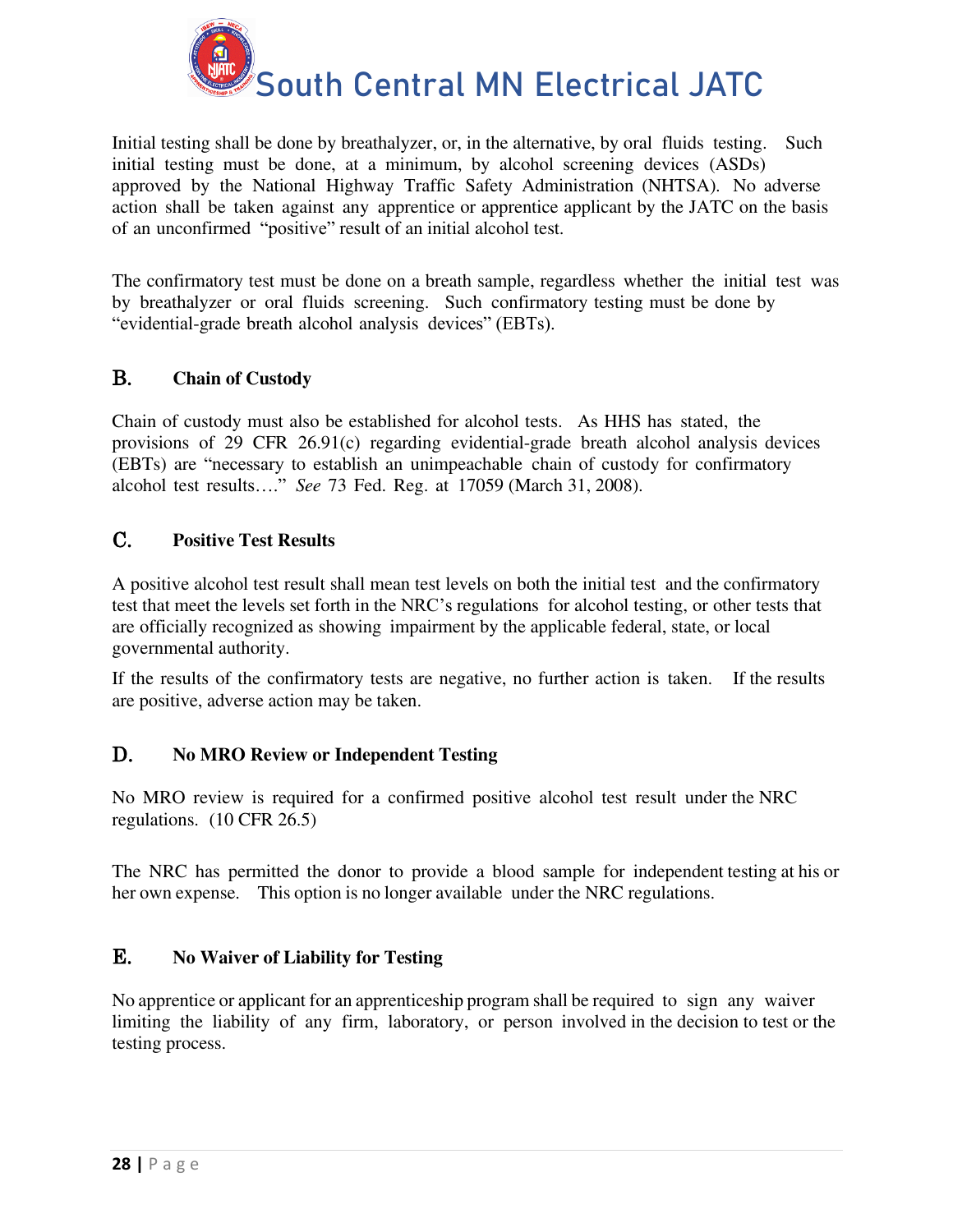Initial testing shall be done by breathalyzer, or, in the alternative, by oral fluids testing. Such initial testing must be done, at a minimum, by alcohol screening devices (ASDs) approved by the National Highway Traffic Safety Administration (NHTSA). No adverse action shall be taken against any apprentice or apprentice applicant by the JATC on the basis of an unconfirmed "positive" result of an initial alcohol test.

The confirmatory test must be done on a breath sample, regardless whether the initial test was by breathalyzer or oral fluids screening. Such confirmatory testing must be done by "evidential-grade breath alcohol analysis devices" (EBTs).

## B. Chain of Custody

Chain of custody must also be established for alcohol tests. As HHS has stated, the provisions of 29 CFR 26.91(c) regarding evidential-grade breath alcohol analysis devices (EBTs) are "necessary to establish an unimpeachable chain of custody for confirmatory alcohol test results…." *See* 73 Fed. Reg. at 17059 (March 31, 2008).

## C. Positive Test Results

A positive alcohol test result shall mean test levels on both the initial test and the confirmatory test that meet the levels set forth in the NRC's regulations for alcohol testing, or other tests that are officially recognized as showing impairment by the applicable federal, state, or local governmental authority.

If the results of the confirmatory tests are negative, no further action is taken. If the results are positive, adverse action may be taken.

## D. No MRO Review or Independent Testing

No MRO review is required for a confirmed positive alcohol test result under the NRC regulations. (10 CFR 26.5)

The NRC has permitted the donor to provide a blood sample for independent testing at his or her own expense. This option is no longer available under the NRC regulations.

## E. No Waiver of Liability for Testing

No apprentice or applicant for an apprenticeship program shall be required to sign any waiver limiting the liability of any firm, laboratory, or person involved in the decision to test or the testing process.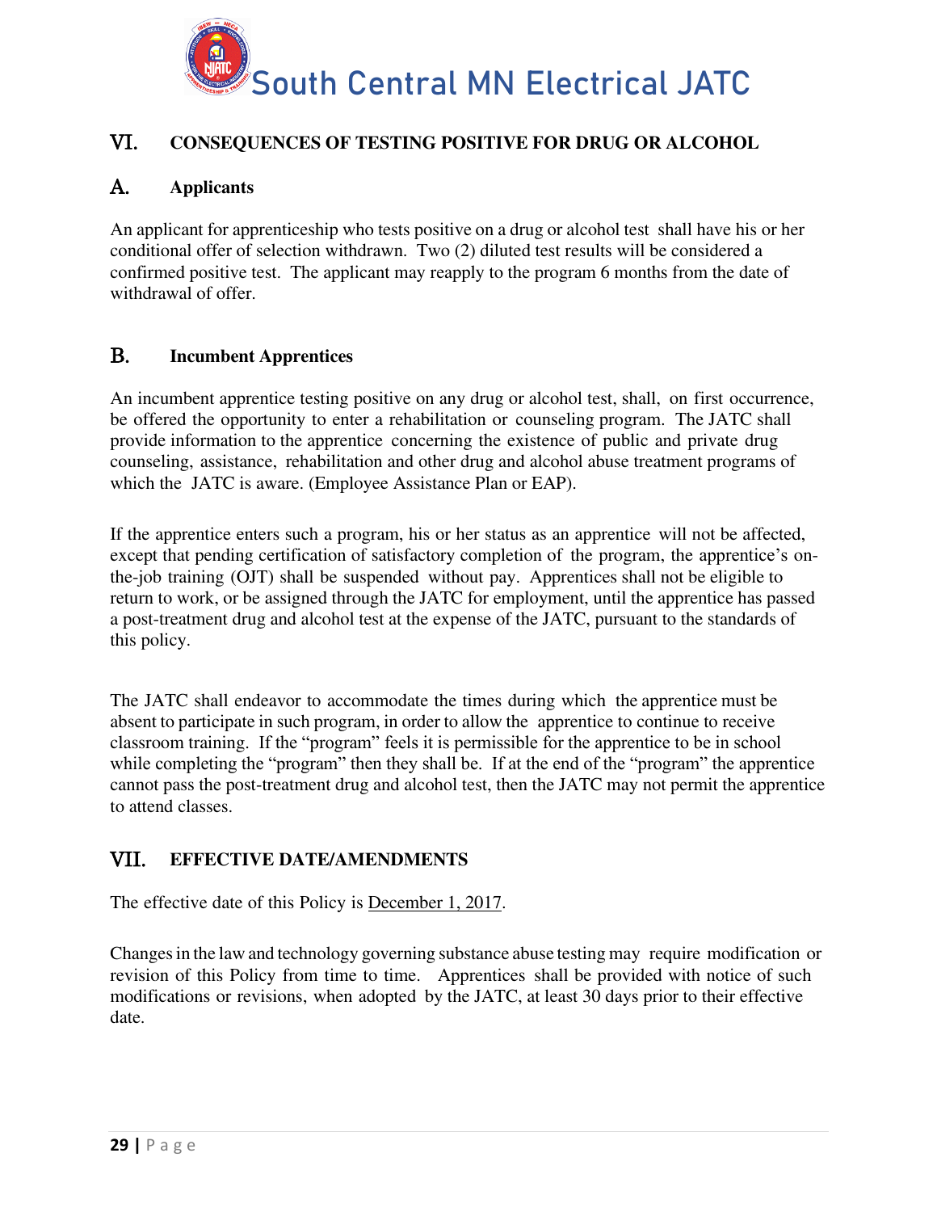## VI. CONSEQUENCES OF TESTING POSITIVE FOR DRUG OR ALCOHOL

### A. Applicants

An applicant for apprenticeship who tests positive on a drug or alcohol test shall have his or her conditional offer of selection withdrawn. Two (2) diluted test results will be considered a confirmed positive test. The applicant may reapply to the program 6 months from the date of withdrawal of offer.

### B. Incumbent Apprentices

An incumbent apprentice testing positive on any drug or alcohol test, shall, on first occurrence, be offered the opportunity to enter a rehabilitation or counseling program. The JATC shall provide information to the apprentice concerning the existence of public and private drug counseling, assistance, rehabilitation and other drug and alcohol abuse treatment programs of which the JATC is aware. (Employee Assistance Plan or EAP).

If the apprentice enters such a program, his or her status as an apprentice will not be affected, except that pending certification of satisfactory completion of the program, the apprentice's on-the-job training (OJT) shall be suspended without pay. Apprentices shall not be eligible to return to work, or be assigned through the JATC for employment, until the apprentice has passed a post-treatment drug and alcohol test at the expense of the JATC, pursuant to the standards of this policy.

The JATC shall endeavor to accommodate the times during which the apprentice must be absent to participate in such program, in order to allow the apprentice to continue to receive classroom training. If the "program" feels it is permissible for the apprentice to be in school while completing the "program" then they shall be. If at the end of the "program" the apprentice cannot pass the post-treatment drug and alcohol test, then the JATC may not permit the apprentice to attend classes.

## VII. EFFECTIVE DATE/AMENDMENTS

The effective date of this Policy is December 1, 2017.

Changes in the law and technology governing substance abuse testing may require modification or revision of this Policy from time to time. Apprentices shall be provided with notice of such modifications or revisions, when adopted by the JATC, at least 30 days prior to their effective date.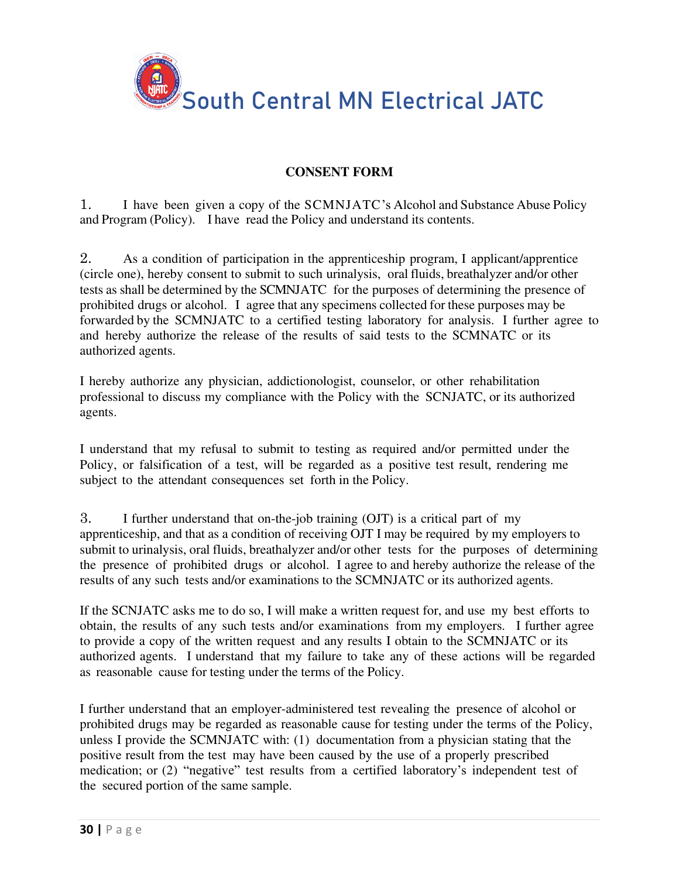South Central MN Electrical JATC

## CONSENT FORM

1. I have been given a copy of the SCMNJATC's Alcohol and Substance Abuse Policy and Program (Policy). I have read the Policy and understand its contents.

2. As a condition of participation in the apprenticeship program, I applicant/apprentice (circle one), hereby consent to submit to such urinalysis, oral fluids, breathalyzer and/or other tests as shall be determined by the SCMNJATC for the purposes of determining the presence of prohibited drugs or alcohol. I agree that any specimens collected for these purposes may be forwarded by the SCMNJATC to a certified testing laboratory for analysis. I further agree to and hereby authorize the release of the results of said tests to the SCMNATC or its authorized agents.

I hereby authorize any physician, addictionologist, counselor, or other rehabilitation professional to discuss my compliance with the Policy with the SCNJATC, or its authorized agents.

I understand that my refusal to submit to testing as required and/or permitted under the Policy, or falsification of a test, will be regarded as a positive test result, rendering me subject to the attendant consequences set forth in the Policy.

3. I further understand that on-the-job training (OJT) is a critical part of my apprenticeship, and that as a condition of receiving OJT I may be required by my employers to submit to urinalysis, oral fluids, breathalyzer and/or other tests for the purposes of determining the presence of prohibited drugs or alcohol. I agree to and hereby authorize the release of the results of any such tests and/or examinations to the SCMNJATC or its authorized agents.

If the SCNJATC asks me to do so, I will make a written request for, and use my best efforts to obtain, the results of any such tests and/or examinations from my employers. I further agree to provide a copy of the written request and any results I obtain to the SCMNJATC or its authorized agents. I understand that my failure to take any of these actions will be regarded as reasonable cause for testing under the terms of the Policy.

I further understand that an employer-administered test revealing the presence of alcohol or prohibited drugs may be regarded as reasonable cause for testing under the terms of the Policy, unless I provide the SCMNJATC with: (1) documentation from a physician stating that the positive result from the test may have been caused by the use of a properly prescribed medication; or (2) "negative" test results from a certified laboratory's independent test of the secured portion of the same sample.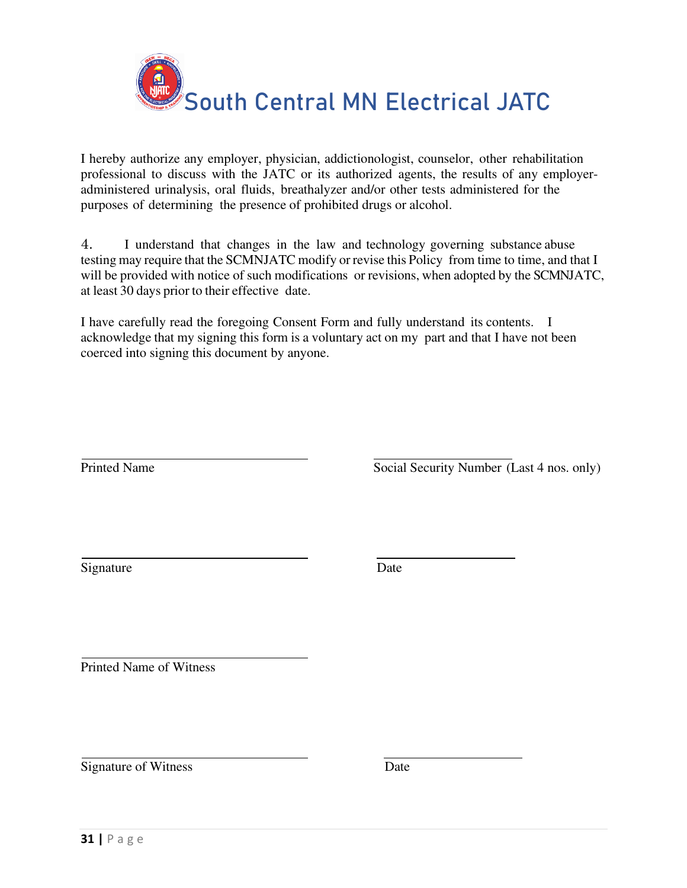# South Central MN Electrical JATC

I hereby authorize any employer, physician, addictionologist, counselor, other rehabilitation professional to discuss with the JATC or its authorized agents, the results of any employer-administered urinalysis, oral fluids, breathalyzer and/or other tests administered for the purposes of determining the presence of prohibited drugs or alcohol.

4. I understand that changes in the law and technology governing substance abuse testing may require that the SCMNJATC modify or revise this Policy from time to time, and that I will be provided with notice of such modifications or revisions, when adopted by the SCMNJATC, at least 30 days prior to their effective date.

I have carefully read the foregoing Consent Form and fully understand its contents. I acknowledge that my signing this form is a voluntary act on my part and that I have not been coerced into signing this document by anyone.

______________________________ Printed Name

______________________________ Social Security Number (Last 4 nos. only)

______________________________ Signature

______________________________ Date

______________________________ Printed Name of Witness

______________________________ Signature of Witness

______________________________ Date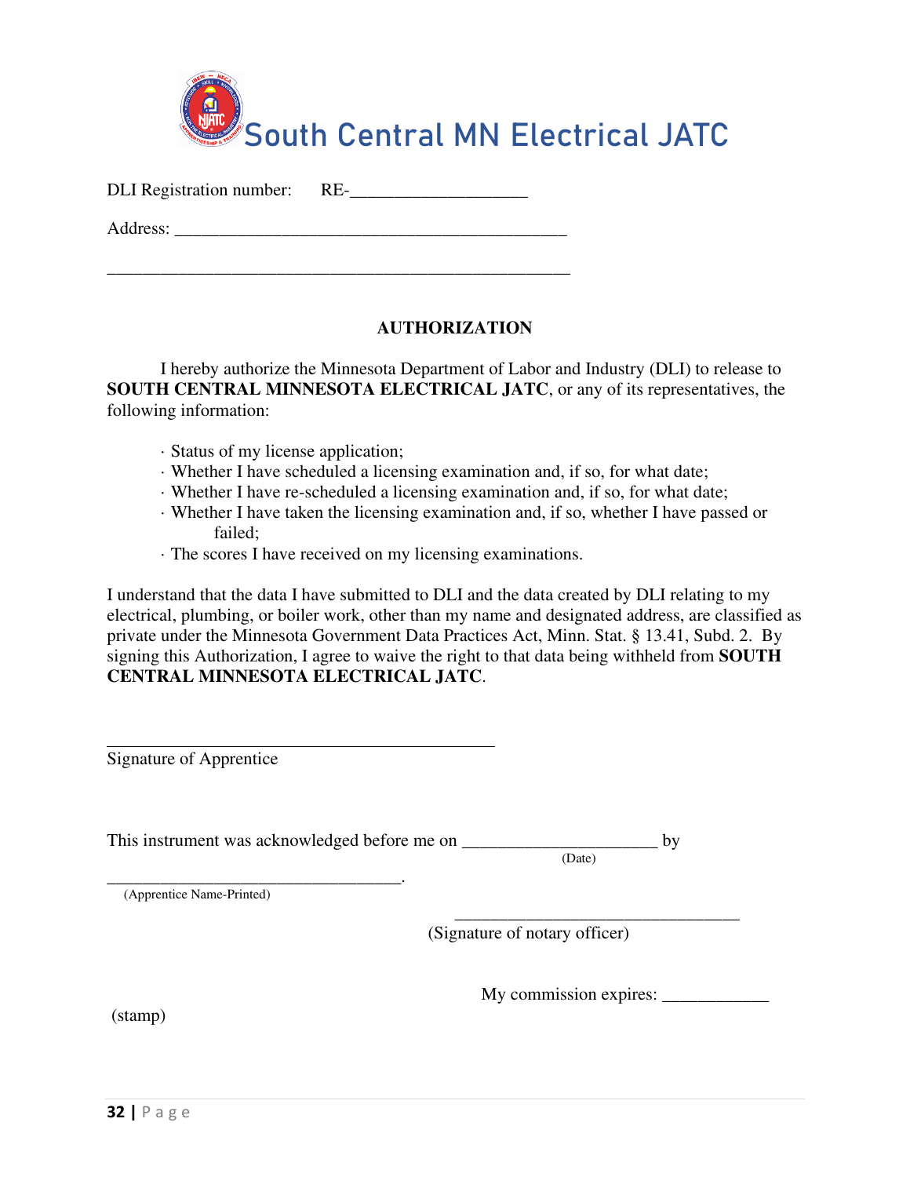South Central MN Electrical JATC

DLI Registration number: RE-___________________

Address: ___________________________________________

_____________________________________________________

**AUTHORIZATION**

I hereby authorize the Minnesota Department of Labor and Industry (DLI) to release to **SOUTH CENTRAL MINNESOTA ELECTRICAL JATC**, or any of its representatives, the following information:

- Status of my license application;
- Whether I have scheduled a licensing examination and, if so, for what date;
- Whether I have re-scheduled a licensing examination and, if so, for what date;
- Whether I have taken the licensing examination and, if so, whether I have passed or failed;
- The scores I have received on my licensing examinations.

I understand that the data I have submitted to DLI and the data created by DLI relating to my electrical, plumbing, or boiler work, other than my name and designated address, are classified as private under the Minnesota Government Data Practices Act, Minn. Stat. § 13.41, Subd. 2. By signing this Authorization, I agree to waive the right to that data being withheld from **SOUTH CENTRAL MINNESOTA ELECTRICAL JATC**.

_____________________________________________

Signature of Apprentice

This instrument was acknowledged before me on _____________________ by
(Date)

_________________________________.
(Apprentice Name-Printed)

_________________________________
(Signature of notary officer)

My commission expires: ___________

(stamp)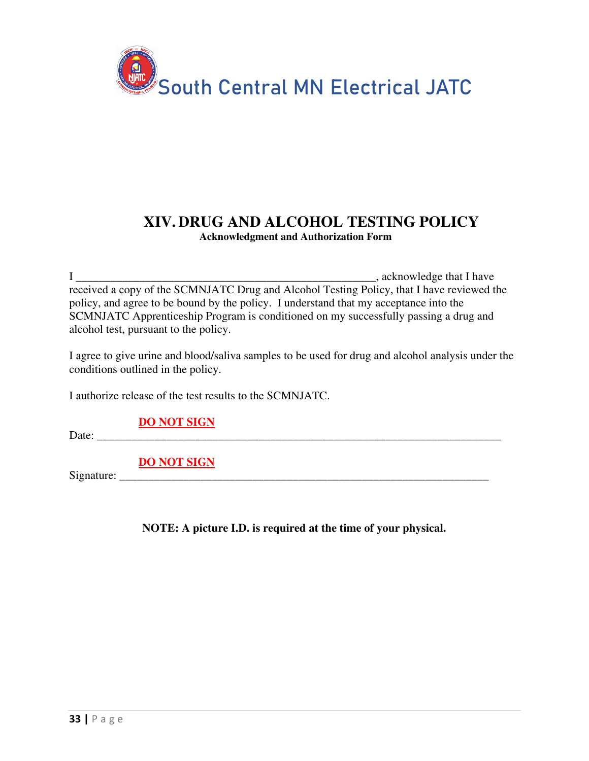South Central MN Electrical JATC

# XIV. DRUG AND ALCOHOL TESTING POLICY

**Acknowledgment and Authorization Form**

I ______________________________________________________, acknowledge that I have received a copy of the SCMNJATC Drug and Alcohol Testing Policy, that I have reviewed the policy, and agree to be bound by the policy. I understand that my acceptance into the SCMNJATC Apprenticeship Program is conditioned on my successfully passing a drug and alcohol test, pursuant to the policy.

I agree to give urine and blood/saliva samples to be used for drug and alcohol analysis under the conditions outlined in the policy.

I authorize release of the test results to the SCMNJATC.

**DO NOT SIGN**

Date: ___________________________________________________________________________

**DO NOT SIGN**

Signature: ______________________________________________________________________

**NOTE: A picture I.D. is required at the time of your physical.**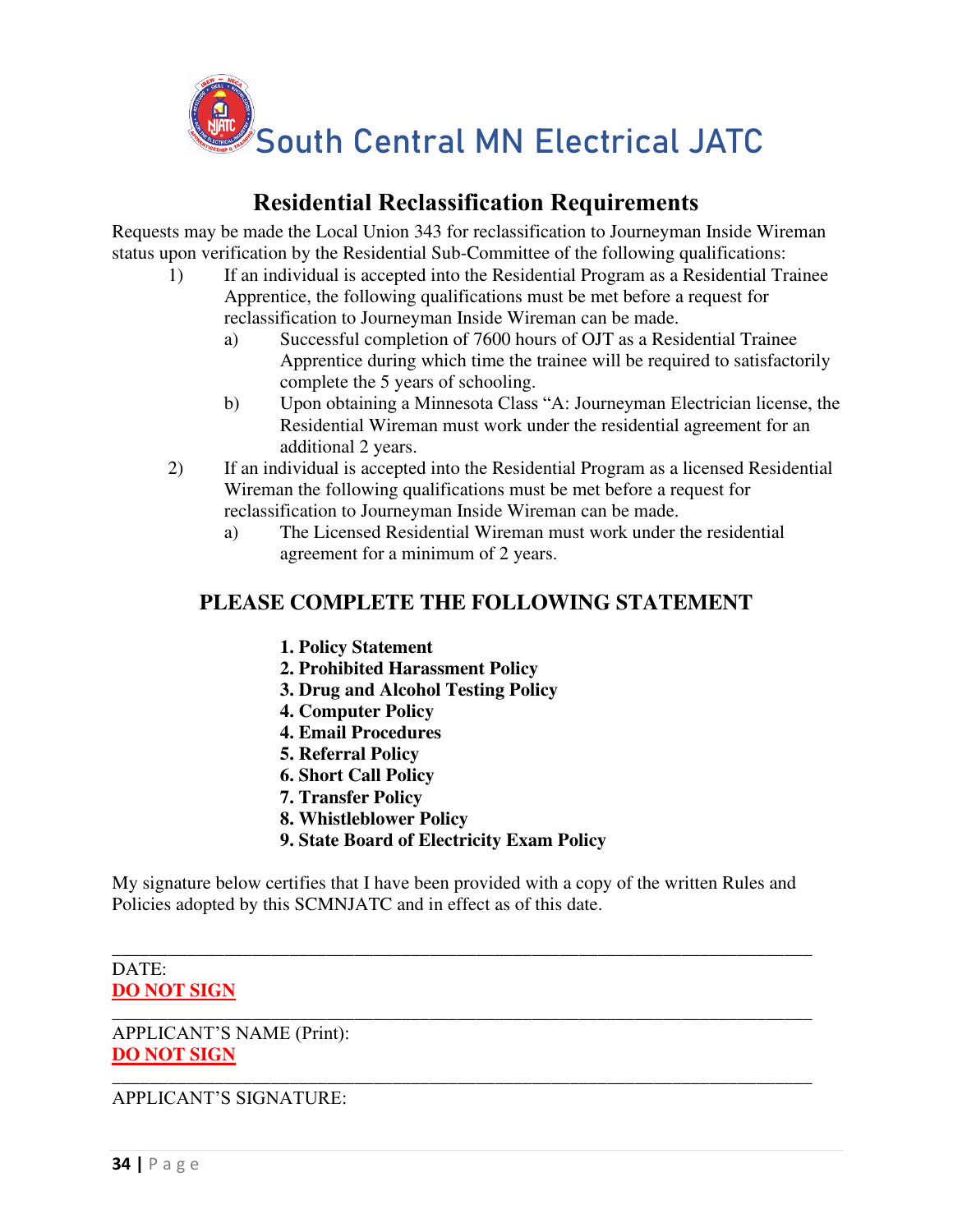South Central MN Electrical JATC

# Residential Reclassification Requirements

Requests may be made the Local Union 343 for reclassification to Journeyman Inside Wireman status upon verification by the Residential Sub-Committee of the following qualifications:

1) If an individual is accepted into the Residential Program as a Residential Trainee Apprentice, the following qualifications must be met before a request for reclassification to Journeyman Inside Wireman can be made.
   a) Successful completion of 7600 hours of OJT as a Residential Trainee Apprentice during which time the trainee will be required to satisfactorily complete the 5 years of schooling.
   b) Upon obtaining a Minnesota Class "A: Journeyman Electrician license, the Residential Wireman must work under the residential agreement for an additional 2 years.
2) If an individual is accepted into the Residential Program as a licensed Residential Wireman the following qualifications must be met before a request for reclassification to Journeyman Inside Wireman can be made.
   a) The Licensed Residential Wireman must work under the residential agreement for a minimum of 2 years.

## PLEASE COMPLETE THE FOLLOWING STATEMENT

**1. Policy Statement**
**2. Prohibited Harassment Policy**
**3. Drug and Alcohol Testing Policy**
**4. Computer Policy**
**4. Email Procedures**
**5. Referral Policy**
**6. Short Call Policy**
**7. Transfer Policy**
**8. Whistleblower Policy**
**9. State Board of Electricity Exam Policy**

My signature below certifies that I have been provided with a copy of the written Rules and Policies adopted by this SCMNJATC and in effect as of this date.

\_\_\_\_\_\_\_\_\_\_\_\_\_\_\_\_\_\_\_\_\_\_\_\_\_\_\_\_\_\_\_\_\_\_\_\_\_\_\_\_\_\_\_\_\_\_\_\_\_\_\_\_\_\_\_\_\_\_\_\_\_\_\_\_\_\_\_\_\_\_\_\_

DATE:
**DO NOT SIGN**

\_\_\_\_\_\_\_\_\_\_\_\_\_\_\_\_\_\_\_\_\_\_\_\_\_\_\_\_\_\_\_\_\_\_\_\_\_\_\_\_\_\_\_\_\_\_\_\_\_\_\_\_\_\_\_\_\_\_\_\_\_\_\_\_\_\_\_\_\_\_\_\_

APPLICANT'S NAME (Print):
**DO NOT SIGN**

\_\_\_\_\_\_\_\_\_\_\_\_\_\_\_\_\_\_\_\_\_\_\_\_\_\_\_\_\_\_\_\_\_\_\_\_\_\_\_\_\_\_\_\_\_\_\_\_\_\_\_\_\_\_\_\_\_\_\_\_\_\_\_\_\_\_\_\_\_\_\_\_

APPLICANT'S SIGNATURE: